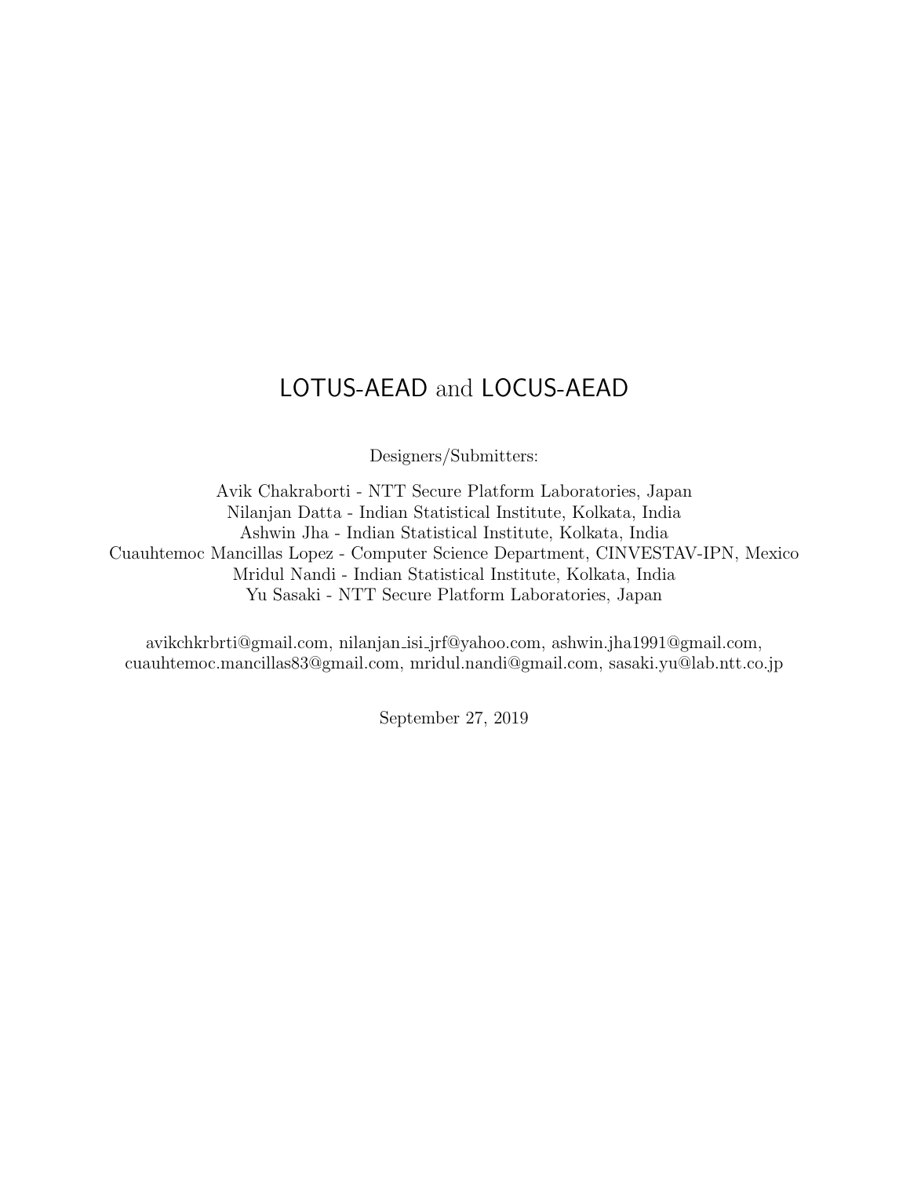# LOTUS-AEAD and LOCUS-AEAD

Designers/Submitters:

Avik Chakraborti - NTT Secure Platform Laboratories, Japan
Nilanjan Datta - Indian Statistical Institute, Kolkata, India
Ashwin Jha - Indian Statistical Institute, Kolkata, India
Cuauhtemoc Mancillas Lopez - Computer Science Department, CINVESTAV-IPN, Mexico
Mridul Nandi - Indian Statistical Institute, Kolkata, India
Yu Sasaki - NTT Secure Platform Laboratories, Japan

avikchkrbrti@gmail.com, nilanjan_isi_jrf@yahoo.com, ashwin.jha1991@gmail.com, cuauhtemoc.mancillas83@gmail.com, mridul.nandi@gmail.com, sasaki.yu@lab.ntt.co.jp

September 27, 2019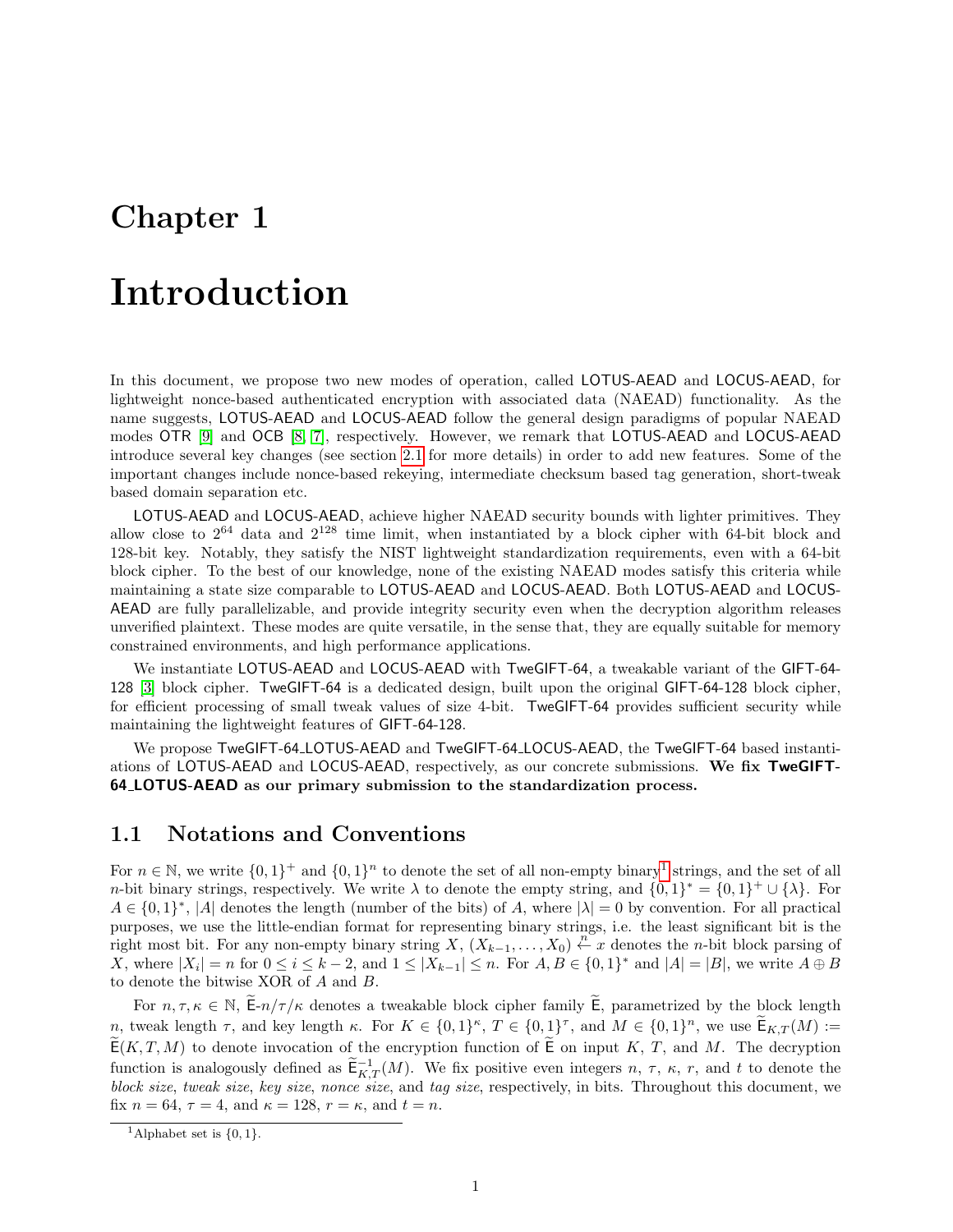# Chapter 1

# Introduction

In this document, we propose two new modes of operation, called LOTUS-AEAD and LOCUS-AEAD, for lightweight nonce-based authenticated encryption with associated data (NAEAD) functionality. As the name suggests, LOTUS-AEAD and LOCUS-AEAD follow the general design paradigms of popular NAEAD modes OTR [9] and OCB [8, 7], respectively. However, we remark that LOTUS-AEAD and LOCUS-AEAD introduce several key changes (see section 2.1 for more details) in order to add new features. Some of the important changes include nonce-based rekeying, intermediate checksum based tag generation, short-tweak based domain separation etc.

LOTUS-AEAD and LOCUS-AEAD, achieve higher NAEAD security bounds with lighter primitives. They allow close to $2^{64}$ data and $2^{128}$ time limit, when instantiated by a block cipher with 64-bit block and 128-bit key. Notably, they satisfy the NIST lightweight standardization requirements, even with a 64-bit block cipher. To the best of our knowledge, none of the existing NAEAD modes satisfy this criteria while maintaining a state size comparable to LOTUS-AEAD and LOCUS-AEAD. Both LOTUS-AEAD and LOCUS-AEAD are fully parallelizable, and provide integrity security even when the decryption algorithm releases unverified plaintext. These modes are quite versatile, in the sense that, they are equally suitable for memory constrained environments, and high performance applications.

We instantiate LOTUS-AEAD and LOCUS-AEAD with TweGIFT-64, a tweakable variant of the GIFT-64-128 [3] block cipher. TweGIFT-64 is a dedicated design, built upon the original GIFT-64-128 block cipher, for efficient processing of small tweak values of size 4-bit. TweGIFT-64 provides sufficient security while maintaining the lightweight features of GIFT-64-128.

We propose TweGIFT-64_LOTUS-AEAD and TweGIFT-64_LOCUS-AEAD, the TweGIFT-64 based instantiations of LOTUS-AEAD and LOCUS-AEAD, respectively, as our concrete submissions. **We fix TweGIFT-64_LOTUS-AEAD as our primary submission to the standardization process.**

## 1.1 Notations and Conventions

For $n \in \mathbb{N}$, we write $\{0,1\}^+$ and $\{0,1\}^n$ to denote the set of all non-empty binary[1] strings, and the set of all $n$-bit binary strings, respectively. We write $\lambda$ to denote the empty string, and $\{0,1\}^* = \{0,1\}^+ \cup \{\lambda\}$. For $A \in \{0,1\}^*$, $|A|$ denotes the length (number of the bits) of $A$, where $|\lambda| = 0$ by convention. For all practical purposes, we use the little-endian format for representing binary strings, i.e. the least significant bit is the right most bit. For any non-empty binary string $X$, $(X_{k-1}, \ldots, X_0) \xleftarrow{n} x$ denotes the $n$-bit block parsing of $X$, where $|X_i| = n$ for $0 \leq i \leq k-2$, and $1 \leq |X_{k-1}| \leq n$. For $A, B \in \{0,1\}^*$ and $|A| = |B|$, we write $A \oplus B$ to denote the bitwise XOR of $A$ and $B$.

For $n, \tau, \kappa \in \mathbb{N}$, $\widetilde{\mathsf{E}}$-$n/\tau/\kappa$ denotes a tweakable block cipher family $\widetilde{\mathsf{E}}$, parametrized by the block length $n$, tweak length $\tau$, and key length $\kappa$. For $K \in \{0,1\}^\kappa$, $T \in \{0,1\}^\tau$, and $M \in \{0,1\}^n$, we use $\widetilde{\mathsf{E}}_{K,T}(M) := \widetilde{\mathsf{E}}(K, T, M)$ to denote invocation of the encryption function of $\widetilde{\mathsf{E}}$ on input $K$, $T$, and $M$. The decryption function is analogously defined as $\widetilde{\mathsf{E}}^{-1}_{K,T}(M)$. We fix positive even integers $n$, $\tau$, $\kappa$, $r$, and $t$ to denote the *block size*, *tweak size*, *key size*, *nonce size*, and *tag size*, respectively, in bits. Throughout this document, we fix $n = 64$, $\tau = 4$, and $\kappa = 128$, $r = \kappa$, and $t = n$.

[1] Alphabet set is $\{0,1\}$.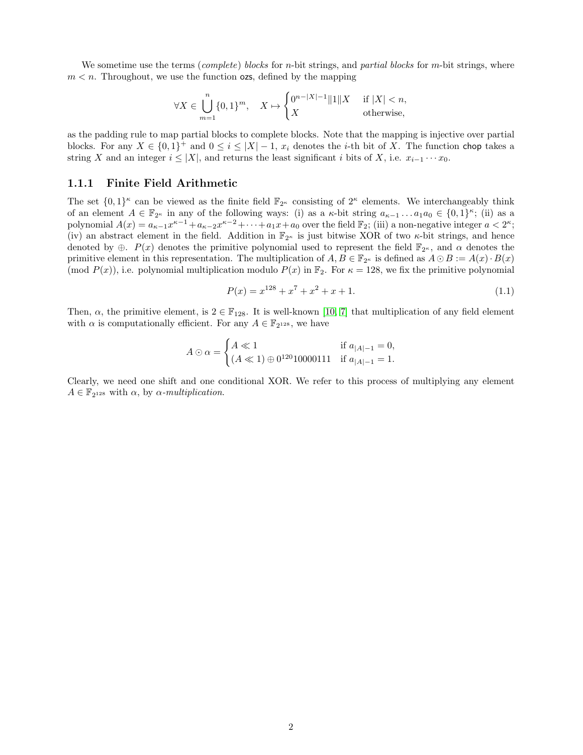We sometime use the terms (*complete*) *blocks* for $n$-bit strings, and *partial blocks* for $m$-bit strings, where $m < n$. Throughout, we use the function $\mathsf{ozs}$, defined by the mapping

$$\forall X \in \bigcup_{m=1}^{n} \{0,1\}^m, \quad X \mapsto \begin{cases} 0^{n-|X|-1} \| 1 \| X & \text{if } |X| < n, \\ X & \text{otherwise,} \end{cases}$$

as the padding rule to map partial blocks to complete blocks. Note that the mapping is injective over partial blocks. For any $X \in \{0,1\}^+$ and $0 \leq i \leq |X|-1$, $x_i$ denotes the $i$-th bit of $X$. The function $\mathsf{chop}$ takes a string $X$ and an integer $i \leq |X|$, and returns the least significant $i$ bits of $X$, i.e. $x_{i-1} \cdots x_0$.

### 1.1.1 Finite Field Arithmetic

The set $\{0,1\}^\kappa$ can be viewed as the finite field $\mathbb{F}_{2^\kappa}$ consisting of $2^\kappa$ elements. We interchangeably think of an element $A \in \mathbb{F}_{2^\kappa}$ in any of the following ways: (i) as a $\kappa$-bit string $a_{\kappa-1} \ldots a_1 a_0 \in \{0,1\}^\kappa$; (ii) as a polynomial $A(x) = a_{\kappa-1}x^{\kappa-1} + a_{\kappa-2}x^{\kappa-2} + \cdots + a_1 x + a_0$ over the field $\mathbb{F}_2$; (iii) a non-negative integer $a < 2^\kappa$; (iv) an abstract element in the field. Addition in $\mathbb{F}_{2^\kappa}$ is just bitwise XOR of two $\kappa$-bit strings, and hence denoted by $\oplus$. $P(x)$ denotes the primitive polynomial used to represent the field $\mathbb{F}_{2^\kappa}$, and $\alpha$ denotes the primitive element in this representation. The multiplication of $A, B \in \mathbb{F}_{2^\kappa}$ is defined as $A \odot B := A(x) \cdot B(x)$ (mod $P(x)$), i.e. polynomial multiplication modulo $P(x)$ in $\mathbb{F}_2$. For $\kappa = 128$, we fix the primitive polynomial

$$P(x) = x^{128} + x^7 + x^2 + x + 1. \tag{1.1}$$

Then, $\alpha$, the primitive element, is $2 \in \mathbb{F}_{128}$. It is well-known [10, 7] that multiplication of any field element with $\alpha$ is computationally efficient. For any $A \in \mathbb{F}_{2^{128}}$, we have

$$A \odot \alpha = \begin{cases} A \ll 1 & \text{if } a_{|A|-1} = 0, \\ (A \ll 1) \oplus 0^{120}10000111 & \text{if } a_{|A|-1} = 1. \end{cases}$$

Clearly, we need one shift and one conditional XOR. We refer to this process of multiplying any element $A \in \mathbb{F}_{2^{128}}$ with $\alpha$, by *$\alpha$-multiplication*.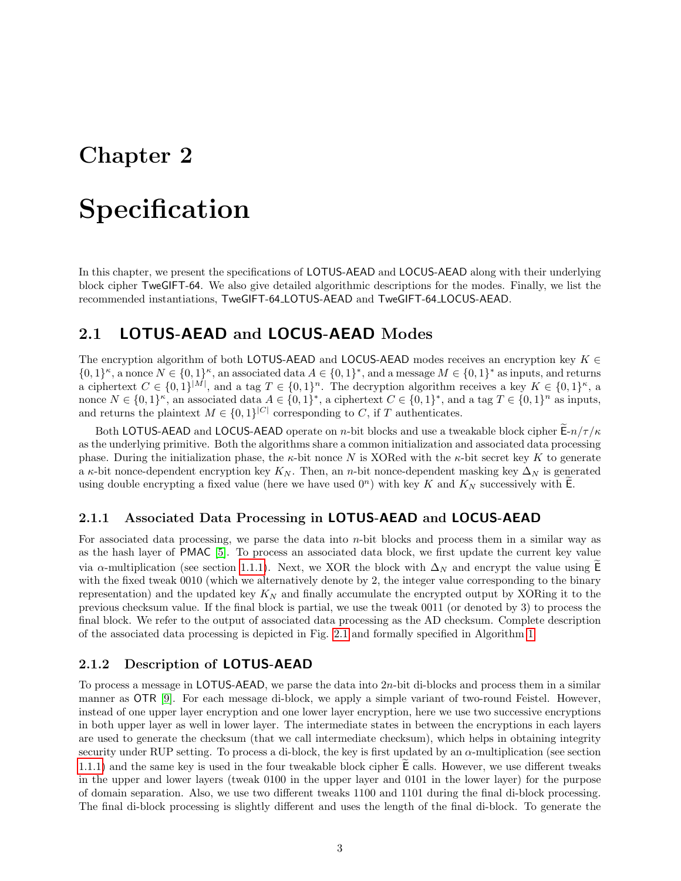# Chapter 2

# Specification

In this chapter, we present the specifications of LOTUS-AEAD and LOCUS-AEAD along with their underlying block cipher TweGIFT-64. We also give detailed algorithmic descriptions for the modes. Finally, we list the recommended instantiations, TweGIFT-64_LOTUS-AEAD and TweGIFT-64_LOCUS-AEAD.

## 2.1 LOTUS-AEAD and LOCUS-AEAD Modes

The encryption algorithm of both LOTUS-AEAD and LOCUS-AEAD modes receives an encryption key $K \in \{0,1\}^\kappa$, a nonce $N \in \{0,1\}^\kappa$, an associated data $A \in \{0,1\}^*$, and a message $M \in \{0,1\}^*$ as inputs, and returns a ciphertext $C \in \{0,1\}^{|M|}$, and a tag $T \in \{0,1\}^n$. The decryption algorithm receives a key $K \in \{0,1\}^\kappa$, a nonce $N \in \{0,1\}^\kappa$, an associated data $A \in \{0,1\}^*$, a ciphertext $C \in \{0,1\}^*$, and a tag $T \in \{0,1\}^n$ as inputs, and returns the plaintext $M \in \{0,1\}^{|C|}$ corresponding to $C$, if $T$ authenticates.

Both LOTUS-AEAD and LOCUS-AEAD operate on $n$-bit blocks and use a tweakable block cipher $\widetilde{\mathsf{E}}$-$n/\tau/\kappa$ as the underlying primitive. Both the algorithms share a common initialization and associated data processing phase. During the initialization phase, the $\kappa$-bit nonce $N$ is XORed with the $\kappa$-bit secret key $K$ to generate a $\kappa$-bit nonce-dependent encryption key $K_N$. Then, an $n$-bit nonce-dependent masking key $\Delta_N$ is generated using double encrypting a fixed value (here we have used $0^n$) with key $K$ and $K_N$ successively with $\widetilde{\mathsf{E}}$.

### 2.1.1 Associated Data Processing in LOTUS-AEAD and LOCUS-AEAD

For associated data processing, we parse the data into $n$-bit blocks and process them in a similar way as as the hash layer of PMAC [5]. To process an associated data block, we first update the current key value via $\alpha$-multiplication (see section 1.1.1). Next, we XOR the block with $\Delta_N$ and encrypt the value using $\widetilde{\mathsf{E}}$ with the fixed tweak 0010 (which we alternatively denote by 2, the integer value corresponding to the binary representation) and the updated key $K_N$ and finally accumulate the encrypted output by XORing it to the previous checksum value. If the final block is partial, we use the tweak 0011 (or denoted by 3) to process the final block. We refer to the output of associated data processing as the AD checksum. Complete description of the associated data processing is depicted in Fig. 2.1 and formally specified in Algorithm 1.

### 2.1.2 Description of LOTUS-AEAD

To process a message in LOTUS-AEAD, we parse the data into $2n$-bit di-blocks and process them in a similar manner as OTR [9]. For each message di-block, we apply a simple variant of two-round Feistel. However, instead of one upper layer encryption and one lower layer encryption, here we use two successive encryptions in both upper layer as well in lower layer. The intermediate states in between the encryptions in each layers are used to generate the checksum (that we call intermediate checksum), which helps in obtaining integrity security under RUP setting. To process a di-block, the key is first updated by an $\alpha$-multiplication (see section 1.1.1) and the same key is used in the four tweakable block cipher $\widetilde{\mathsf{E}}$ calls. However, we use different tweaks in the upper and lower layers (tweak 0100 in the upper layer and 0101 in the lower layer) for the purpose of domain separation. Also, we use two different tweaks 1100 and 1101 during the final di-block processing. The final di-block processing is slightly different and uses the length of the final di-block. To generate the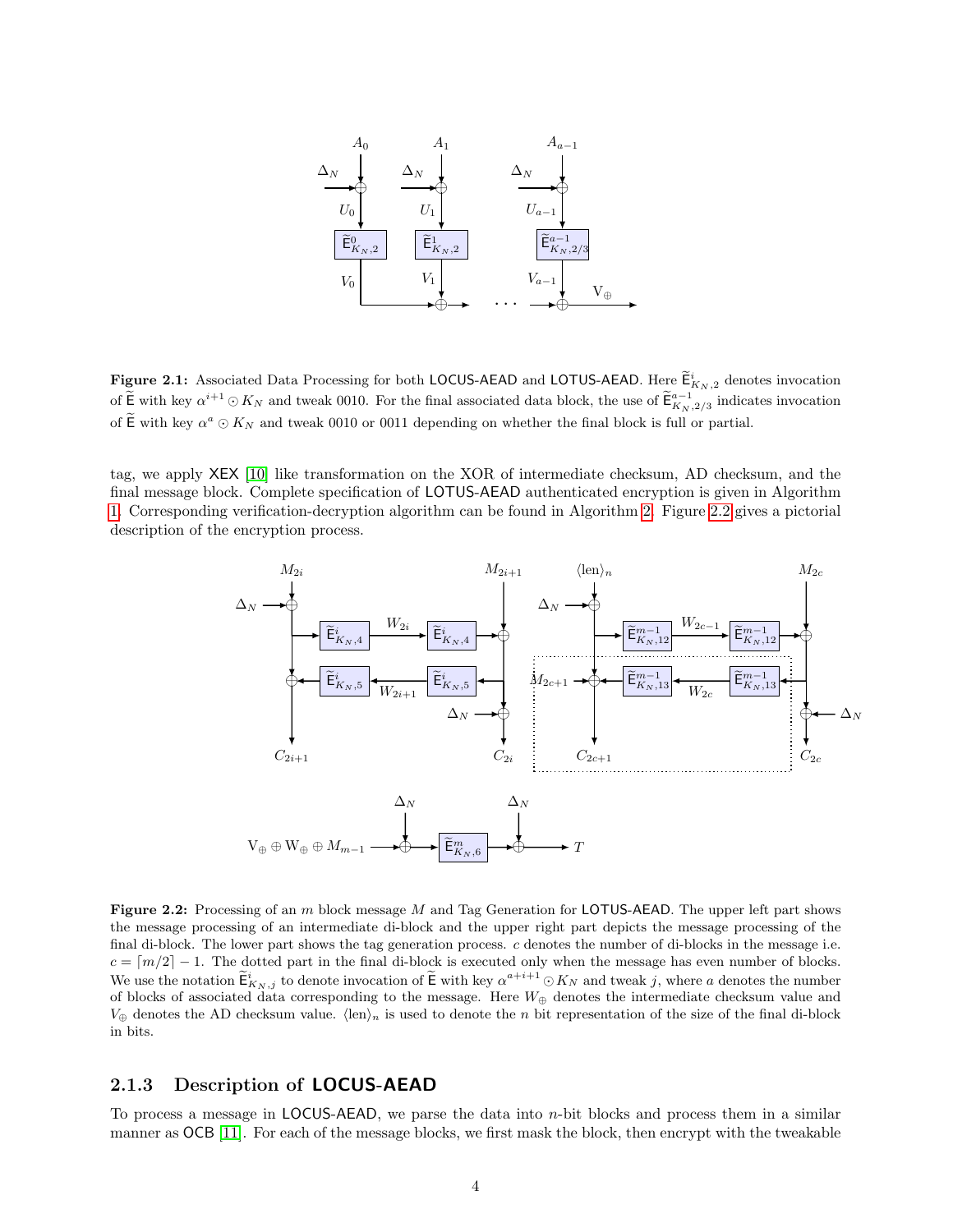**Figure 2.1:** Associated Data Processing for both LOCUS-AEAD and LOTUS-AEAD. Here $\widetilde{\mathsf{E}}^{i}_{K_N,2}$ denotes invocation of $\widetilde{\mathsf{E}}$ with key $\alpha^{i+1} \odot K_N$ and tweak 0010. For the final associated data block, the use of $\widetilde{\mathsf{E}}^{a-1}_{K_N,2/3}$ indicates invocation of $\widetilde{\mathsf{E}}$ with key $\alpha^{a} \odot K_N$ and tweak 0010 or 0011 depending on whether the final block is full or partial.

tag, we apply XEX [10] like transformation on the XOR of intermediate checksum, AD checksum, and the final message block. Complete specification of LOTUS-AEAD authenticated encryption is given in Algorithm 1. Corresponding verification-decryption algorithm can be found in Algorithm 2. Figure 2.2 gives a pictorial description of the encryption process.

**Figure 2.2:** Processing of an $m$ block message $M$ and Tag Generation for LOTUS-AEAD. The upper left part shows the message processing of an intermediate di-block and the upper right part depicts the message processing of the final di-block. The lower part shows the tag generation process. $c$ denotes the number of di-blocks in the message i.e. $c = \lceil m/2 \rceil - 1$. The dotted part in the final di-block is executed only when the message has even number of blocks. We use the notation $\widetilde{\mathsf{E}}^{i}_{K_N,j}$ to denote invocation of $\widetilde{\mathsf{E}}$ with key $\alpha^{a+i+1} \odot K_N$ and tweak $j$, where $a$ denotes the number of blocks of associated data corresponding to the message. Here $W_{\oplus}$ denotes the intermediate checksum value and $V_{\oplus}$ denotes the AD checksum value. $\langle \text{len} \rangle_n$ is used to denote the $n$ bit representation of the size of the final di-block in bits.

### 2.1.3 Description of LOCUS-AEAD

To process a message in LOCUS-AEAD, we parse the data into $n$-bit blocks and process them in a similar manner as OCB [11]. For each of the message blocks, we first mask the block, then encrypt with the tweakable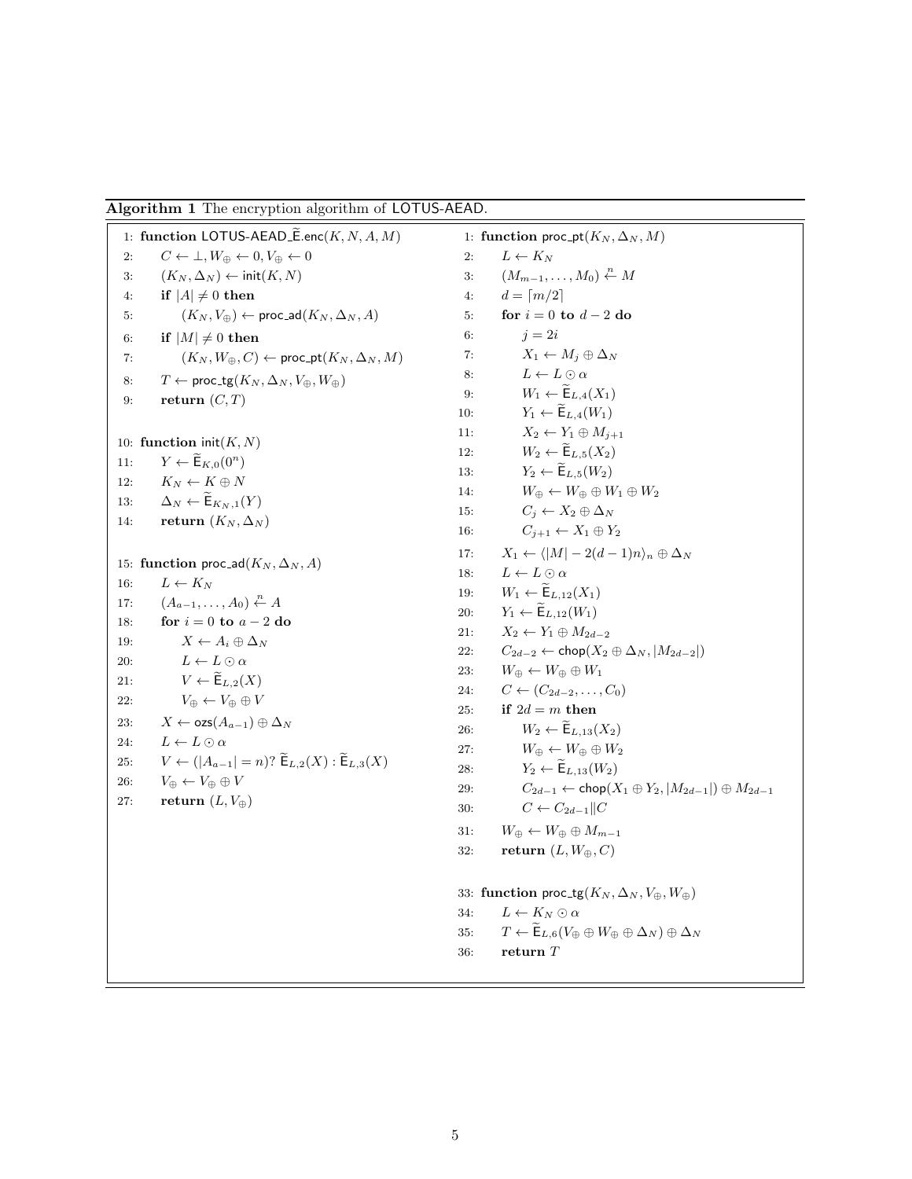**Algorithm 1** The encryption algorithm of LOTUS-AEAD.

```
1: function LOTUS-AEAD_Ẽ.enc(K, N, A, M)
2:     C ← ⊥, W_⊕ ← 0, V_⊕ ← 0
3:     (K_N, Δ_N) ← init(K, N)
4:     if |A| ≠ 0 then
5:         (K_N, V_⊕) ← proc_ad(K_N, Δ_N, A)
6:     if |M| ≠ 0 then
7:         (K_N, W_⊕, C) ← proc_pt(K_N, Δ_N, M)
8:     T ← proc_tg(K_N, Δ_N, V_⊕, W_⊕)
9:     return (C, T)

10: function init(K, N)
11:     Y ← Ẽ_{K,0}(0^n)
12:     K_N ← K ⊕ N
13:     Δ_N ← Ẽ_{K_N,1}(Y)
14:     return (K_N, Δ_N)

15: function proc_ad(K_N, Δ_N, A)
16:     L ← K_N
17:     (A_{a-1}, ..., A_0) ←^n A
18:     for i = 0 to a − 2 do
19:         X ← A_i ⊕ Δ_N
20:         L ← L ⊙ α
21:         V ← Ẽ_{L,2}(X)
22:         V_⊕ ← V_⊕ ⊕ V
23:     X ← ozs(A_{a-1}) ⊕ Δ_N
24:     L ← L ⊙ α
25:     V ← (|A_{a-1}| = n)? Ẽ_{L,2}(X) : Ẽ_{L,3}(X)
26:     V_⊕ ← V_⊕ ⊕ V
27:     return (L, V_⊕)
```

```
1: function proc_pt(K_N, Δ_N, M)
2:     L ← K_N
3:     (M_{m-1}, ..., M_0) ←^n M
4:     d = ⌈m/2⌉
5:     for i = 0 to d − 2 do
6:         j = 2i
7:         X_1 ← M_j ⊕ Δ_N
8:         L ← L ⊙ α
9:         W_1 ← Ẽ_{L,4}(X_1)
10:        Y_1 ← Ẽ_{L,4}(W_1)
11:        X_2 ← Y_1 ⊕ M_{j+1}
12:        W_2 ← Ẽ_{L,5}(X_2)
13:        Y_2 ← Ẽ_{L,5}(W_2)
14:        W_⊕ ← W_⊕ ⊕ W_1 ⊕ W_2
15:        C_j ← X_2 ⊕ Δ_N
16:        C_{j+1} ← X_1 ⊕ Y_2
17:    X_1 ← ⟨|M| − 2(d − 1)n⟩_n ⊕ Δ_N
18:    L ← L ⊙ α
19:    W_1 ← Ẽ_{L,12}(X_1)
20:    Y_1 ← Ẽ_{L,12}(W_1)
21:    X_2 ← Y_1 ⊕ M_{2d-2}
22:    C_{2d-2} ← chop(X_2 ⊕ Δ_N, |M_{2d-2}|)
23:    W_⊕ ← W_⊕ ⊕ W_1
24:    C ← (C_{2d-2}, ..., C_0)
25:    if 2d = m then
26:        W_2 ← Ẽ_{L,13}(X_2)
27:        W_⊕ ← W_⊕ ⊕ W_2
28:        Y_2 ← Ẽ_{L,13}(W_2)
29:        C_{2d-1} ← chop(X_1 ⊕ Y_2, |M_{2d-1}|) ⊕ M_{2d-1}
30:        C ← C_{2d-1} || C
31:    W_⊕ ← W_⊕ ⊕ M_{m-1}
32:    return (L, W_⊕, C)

33: function proc_tg(K_N, Δ_N, V_⊕, W_⊕)
34:     L ← K_N ⊙ α
35:     T ← Ẽ_{L,6}(V_⊕ ⊕ W_⊕ ⊕ Δ_N) ⊕ Δ_N
36:     return T
```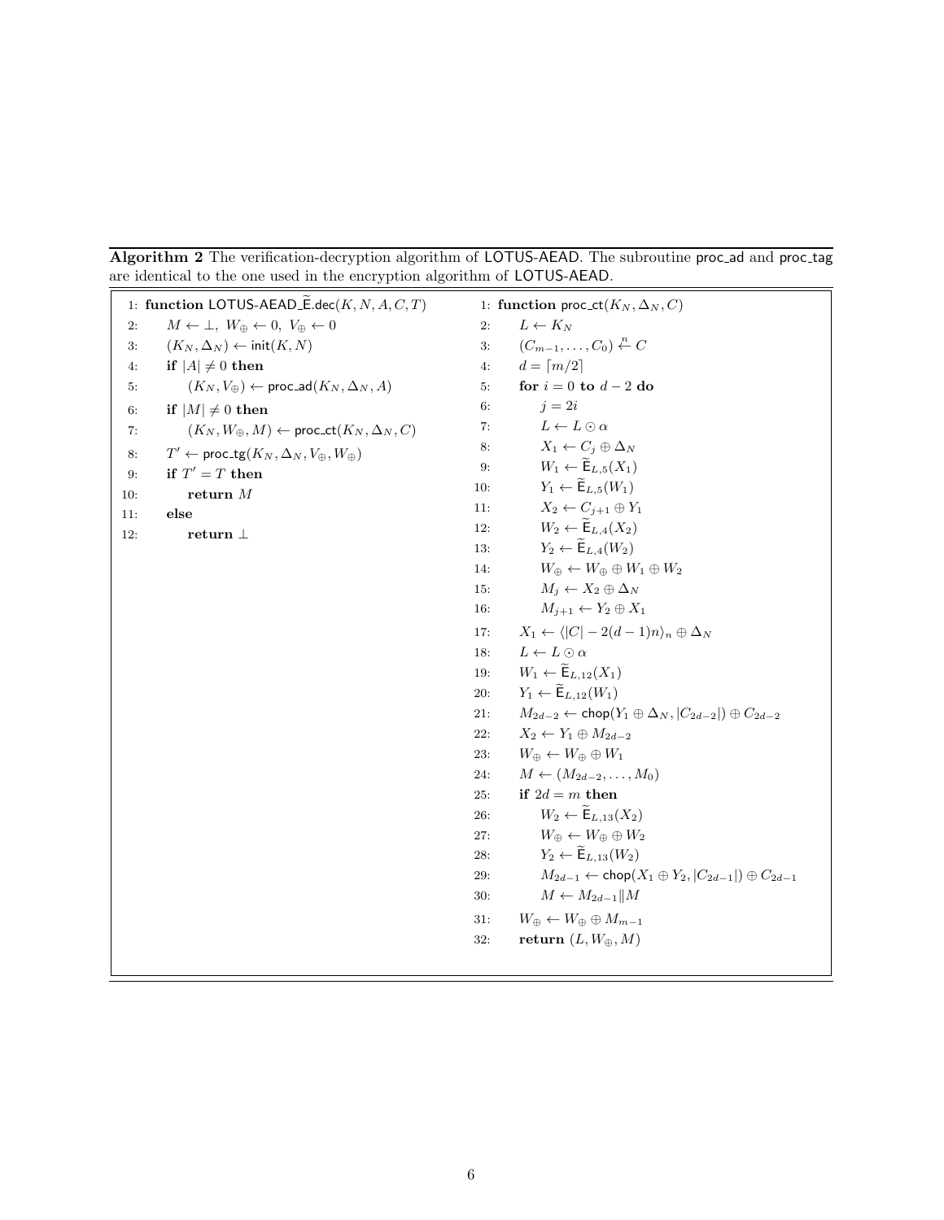**Algorithm 2** The verification-decryption algorithm of LOTUS-AEAD. The subroutine proc_ad and proc_tag are identical to the one used in the encryption algorithm of LOTUS-AEAD.

```
1: function LOTUS-AEAD_Ẽ.dec(K, N, A, C, T)
2:     M ← ⊥,  W_⊕ ← 0,  V_⊕ ← 0
3:     (K_N, Δ_N) ← init(K, N)
4:     if |A| ≠ 0 then
5:         (K_N, V_⊕) ← proc_ad(K_N, Δ_N, A)
6:     if |M| ≠ 0 then
7:         (K_N, W_⊕, M) ← proc_ct(K_N, Δ_N, C)
8:     T' ← proc_tg(K_N, Δ_N, V_⊕, W_⊕)
9:     if T' = T then
10:        return M
11:    else
12:        return ⊥
```

```
1: function proc_ct(K_N, Δ_N, C)
2:     L ← K_N
3:     (C_{m-1}, ..., C_0) ←^n C
4:     d = ⌈m/2⌉
5:     for i = 0 to d − 2 do
6:         j = 2i
7:         L ← L ⊙ α
8:         X_1 ← C_j ⊕ Δ_N
9:         W_1 ← Ẽ_{L,5}(X_1)
10:        Y_1 ← Ẽ_{L,5}(W_1)
11:        X_2 ← C_{j+1} ⊕ Y_1
12:        W_2 ← Ẽ_{L,4}(X_2)
13:        Y_2 ← Ẽ_{L,4}(W_2)
14:        W_⊕ ← W_⊕ ⊕ W_1 ⊕ W_2
15:        M_j ← X_2 ⊕ Δ_N
16:        M_{j+1} ← Y_2 ⊕ X_1
17:    X_1 ← ⟨|C| − 2(d − 1)n⟩_n ⊕ Δ_N
18:    L ← L ⊙ α
19:    W_1 ← Ẽ_{L,12}(X_1)
20:    Y_1 ← Ẽ_{L,12}(W_1)
21:    M_{2d-2} ← chop(Y_1 ⊕ Δ_N, |C_{2d-2}|) ⊕ C_{2d-2}
22:    X_2 ← Y_1 ⊕ M_{2d-2}
23:    W_⊕ ← W_⊕ ⊕ W_1
24:    M ← (M_{2d-2}, ..., M_0)
25:    if 2d = m then
26:        W_2 ← Ẽ_{L,13}(X_2)
27:        W_⊕ ← W_⊕ ⊕ W_2
28:        Y_2 ← Ẽ_{L,13}(W_2)
29:        M_{2d-1} ← chop(X_1 ⊕ Y_2, |C_{2d-1}|) ⊕ C_{2d-1}
30:        M ← M_{2d-1} ‖ M
31:    W_⊕ ← W_⊕ ⊕ M_{m-1}
32:    return (L, W_⊕, M)
```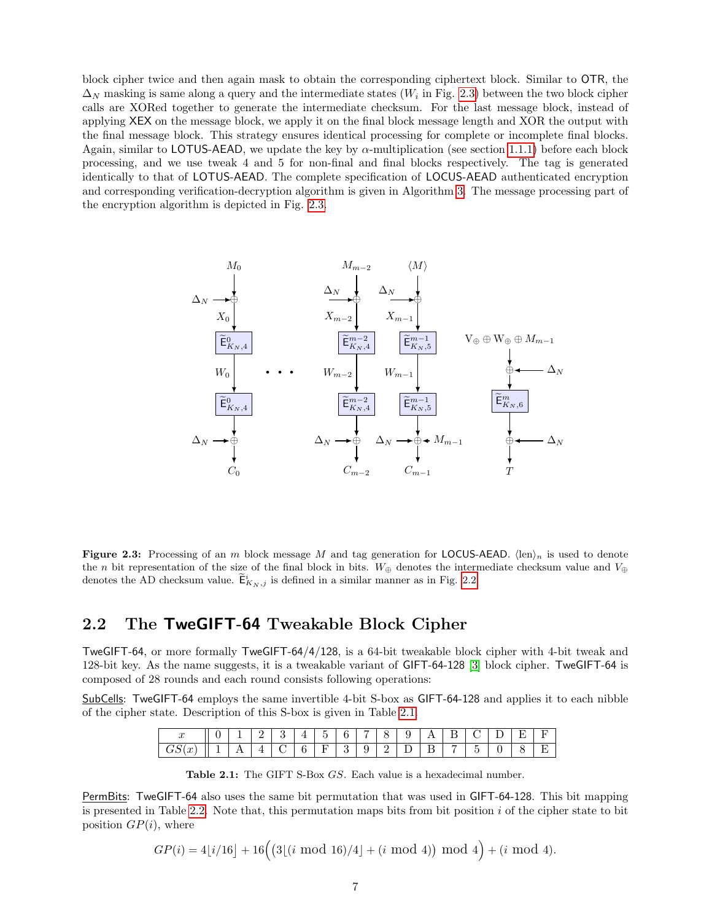block cipher twice and then again mask to obtain the corresponding ciphertext block. Similar to OTR, the $\Delta_N$ masking is same along a query and the intermediate states ($W_i$ in Fig. 2.3) between the two block cipher calls are XORed together to generate the intermediate checksum. For the last message block, instead of applying XEX on the message block, we apply it on the final block message length and XOR the output with the final message block. This strategy ensures identical processing for complete or incomplete final blocks. Again, similar to LOTUS-AEAD, we update the key by $\alpha$-multiplication (see section 1.1.1) before each block processing, and we use tweak 4 and 5 for non-final and final blocks respectively. The tag is generated identically to that of LOTUS-AEAD. The complete specification of LOCUS-AEAD authenticated encryption and corresponding verification-decryption algorithm is given in Algorithm 3. The message processing part of the encryption algorithm is depicted in Fig. 2.3.

**Figure 2.3:** Processing of an $m$ block message $M$ and tag generation for LOCUS-AEAD. $\langle \text{len} \rangle_n$ is used to denote the $n$ bit representation of the size of the final block in bits. $W_\oplus$ denotes the intermediate checksum value and $V_\oplus$ denotes the AD checksum value. $\widetilde{\mathsf{E}}^i_{K_N,j}$ is defined in a similar manner as in Fig. 2.2

## 2.2 The TweGIFT-64 Tweakable Block Cipher

TweGIFT-64, or more formally TweGIFT-64/4/128, is a 64-bit tweakable block cipher with 4-bit tweak and 128-bit key. As the name suggests, it is a tweakable variant of GIFT-64-128 [3] block cipher. TweGIFT-64 is composed of 28 rounds and each round consists following operations:

<u>SubCells</u>: TweGIFT-64 employs the same invertible 4-bit S-box as GIFT-64-128 and applies it to each nibble of the cipher state. Description of this S-box is given in Table 2.1.

| $x$ | 0 | 1 | 2 | 3 | 4 | 5 | 6 | 7 | 8 | 9 | A | B | C | D | E | F |
|---|---|---|---|---|---|---|---|---|---|---|---|---|---|---|---|---|
| $GS(x)$ | 1 | A | 4 | C | 6 | F | 3 | 9 | 2 | D | B | 7 | 5 | 0 | 8 | E |

**Table 2.1:** The GIFT S-Box $GS$. Each value is a hexadecimal number.

<u>PermBits</u>: TweGIFT-64 also uses the same bit permutation that was used in GIFT-64-128. This bit mapping is presented in Table 2.2. Note that, this permutation maps bits from bit position $i$ of the cipher state to bit position $GP(i)$, where

$$GP(i) = 4\lfloor i/16 \rfloor + 16\Big(\big(3\lfloor (i \bmod 16)/4 \rfloor + (i \bmod 4)\big) \bmod 4\Big) + (i \bmod 4).$$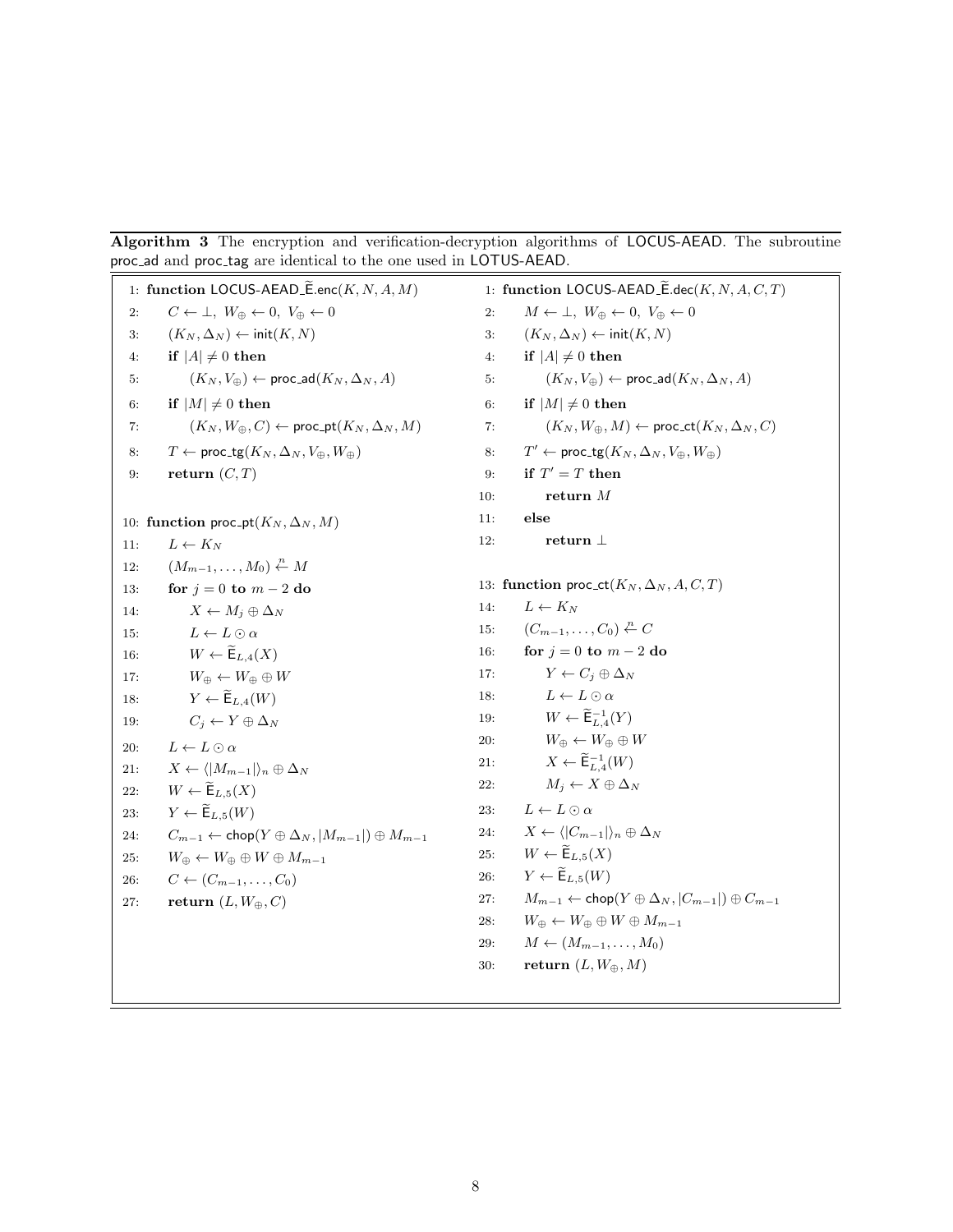**Algorithm 3** The encryption and verification-decryption algorithms of LOCUS-AEAD. The subroutine proc_ad and proc_tag are identical to the one used in LOTUS-AEAD.

```
1: function LOCUS-AEAD_Ẽ.enc(K, N, A, M)
2:     C ← ⊥, W⊕ ← 0, V⊕ ← 0
3:     (K_N, Δ_N) ← init(K, N)
4:     if |A| ≠ 0 then
5:         (K_N, V⊕) ← proc_ad(K_N, Δ_N, A)
6:     if |M| ≠ 0 then
7:         (K_N, W⊕, C) ← proc_pt(K_N, Δ_N, M)
8:     T ← proc_tg(K_N, Δ_N, V⊕, W⊕)
9:     return (C, T)

10: function proc_pt(K_N, Δ_N, M)
11:     L ← K_N
12:     (M_{m-1}, ..., M_0) ←n− M
13:     for j = 0 to m − 2 do
14:         X ← M_j ⊕ Δ_N
15:         L ← L ⊙ α
16:         W ← Ẽ_{L,4}(X)
17:         W⊕ ← W⊕ ⊕ W
18:         Y ← Ẽ_{L,4}(W)
19:         C_j ← Y ⊕ Δ_N
20:     L ← L ⊙ α
21:     X ← ⟨|M_{m-1}|⟩_n ⊕ Δ_N
22:     W ← Ẽ_{L,5}(X)
23:     Y ← Ẽ_{L,5}(W)
24:     C_{m-1} ← chop(Y ⊕ Δ_N, |M_{m-1}|) ⊕ M_{m-1}
25:     W⊕ ← W⊕ ⊕ W ⊕ M_{m-1}
26:     C ← (C_{m-1}, ..., C_0)
27:     return (L, W⊕, C)
```

```
1: function LOCUS-AEAD_Ẽ.dec(K, N, A, C, T)
2:     M ← ⊥, W⊕ ← 0, V⊕ ← 0
3:     (K_N, Δ_N) ← init(K, N)
4:     if |A| ≠ 0 then
5:         (K_N, V⊕) ← proc_ad(K_N, Δ_N, A)
6:     if |M| ≠ 0 then
7:         (K_N, W⊕, M) ← proc_ct(K_N, Δ_N, C)
8:     T' ← proc_tg(K_N, Δ_N, V⊕, W⊕)
9:     if T' = T then
10:        return M
11:    else
12:        return ⊥

13: function proc_ct(K_N, Δ_N, A, C, T)
14:     L ← K_N
15:     (C_{m-1}, ..., C_0) ←n− C
16:     for j = 0 to m − 2 do
17:         Y ← C_j ⊕ Δ_N
18:         L ← L ⊙ α
19:         W ← Ẽ^{-1}_{L,4}(Y)
20:         W⊕ ← W⊕ ⊕ W
21:         X ← Ẽ^{-1}_{L,4}(W)
22:         M_j ← X ⊕ Δ_N
23:     L ← L ⊙ α
24:     X ← ⟨|C_{m-1}|⟩_n ⊕ Δ_N
25:     W ← Ẽ_{L,5}(X)
26:     Y ← Ẽ_{L,5}(W)
27:     M_{m-1} ← chop(Y ⊕ Δ_N, |C_{m-1}|) ⊕ C_{m-1}
28:     W⊕ ← W⊕ ⊕ W ⊕ M_{m-1}
29:     M ← (M_{m-1}, ..., M_0)
30:     return (L, W⊕, M)
```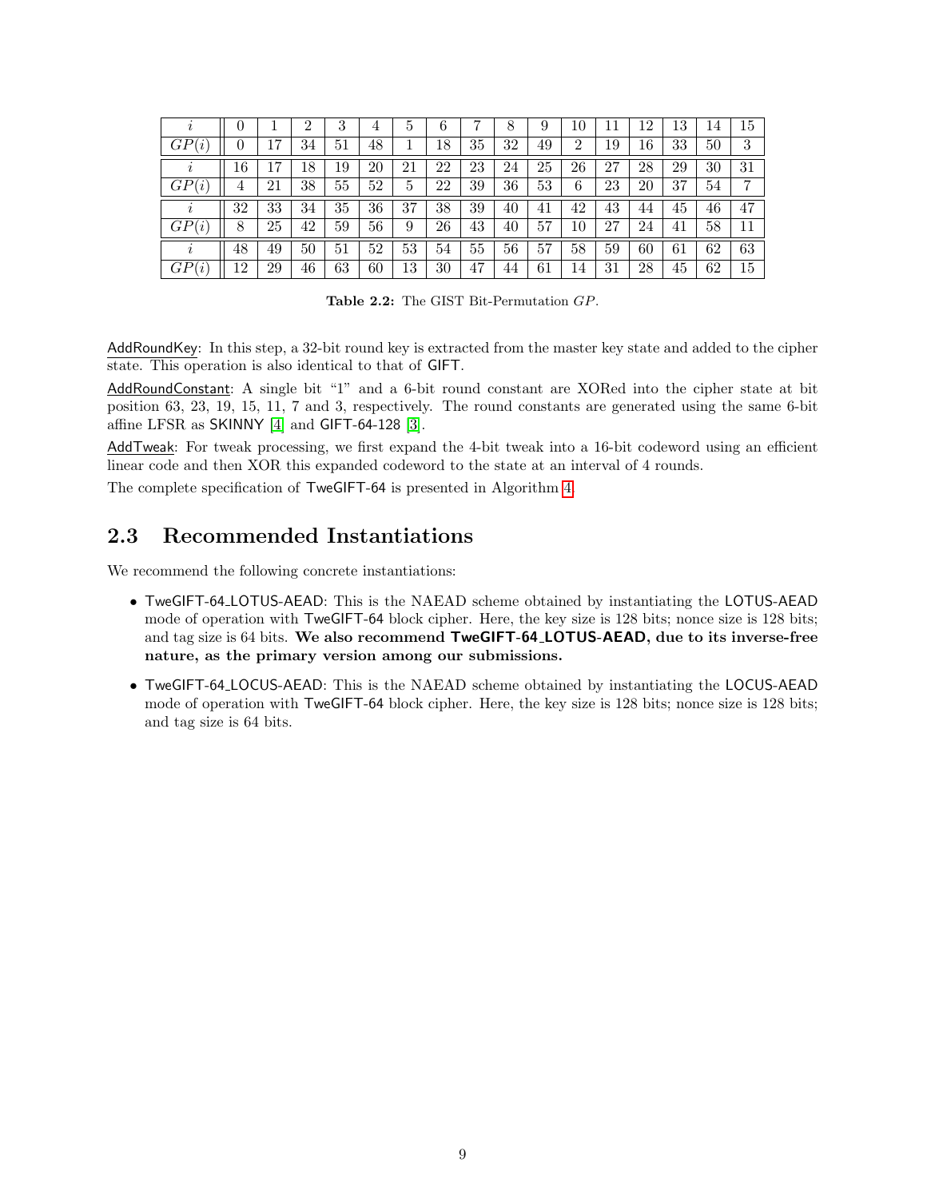| $i$ | 0 | 1 | 2 | 3 | 4 | 5 | 6 | 7 | 8 | 9 | 10 | 11 | 12 | 13 | 14 | 15 |
|---|---|---|---|---|---|---|---|---|---|---|---|---|---|---|---|---|
| $GP(i)$ | 0 | 17 | 34 | 51 | 48 | 1 | 18 | 35 | 32 | 49 | 2 | 19 | 16 | 33 | 50 | 3 |
| $i$ | 16 | 17 | 18 | 19 | 20 | 21 | 22 | 23 | 24 | 25 | 26 | 27 | 28 | 29 | 30 | 31 |
| $GP(i)$ | 4 | 21 | 38 | 55 | 52 | 5 | 22 | 39 | 36 | 53 | 6 | 23 | 20 | 37 | 54 | 7 |
| $i$ | 32 | 33 | 34 | 35 | 36 | 37 | 38 | 39 | 40 | 41 | 42 | 43 | 44 | 45 | 46 | 47 |
| $GP(i)$ | 8 | 25 | 42 | 59 | 56 | 9 | 26 | 43 | 40 | 57 | 10 | 27 | 24 | 41 | 58 | 11 |
| $i$ | 48 | 49 | 50 | 51 | 52 | 53 | 54 | 55 | 56 | 57 | 58 | 59 | 60 | 61 | 62 | 63 |
| $GP(i)$ | 12 | 29 | 46 | 63 | 60 | 13 | 30 | 47 | 44 | 61 | 14 | 31 | 28 | 45 | 62 | 15 |

**Table 2.2:** The GIST Bit-Permutation $GP$.

AddRoundKey: In this step, a 32-bit round key is extracted from the master key state and added to the cipher state. This operation is also identical to that of GIFT.

AddRoundConstant: A single bit "1" and a 6-bit round constant are XORed into the cipher state at bit position 63, 23, 19, 15, 11, 7 and 3, respectively. The round constants are generated using the same 6-bit affine LFSR as SKINNY [4] and GIFT-64-128 [3].

AddTweak: For tweak processing, we first expand the 4-bit tweak into a 16-bit codeword using an efficient linear code and then XOR this expanded codeword to the state at an interval of 4 rounds.

The complete specification of TweGIFT-64 is presented in Algorithm 4.

## 2.3 Recommended Instantiations

We recommend the following concrete instantiations:

- TweGIFT-64_LOTUS-AEAD: This is the NAEAD scheme obtained by instantiating the LOTUS-AEAD mode of operation with TweGIFT-64 block cipher. Here, the key size is 128 bits; nonce size is 128 bits; and tag size is 64 bits. **We also recommend TweGIFT-64_LOTUS-AEAD, due to its inverse-free nature, as the primary version among our submissions.**

- TweGIFT-64_LOCUS-AEAD: This is the NAEAD scheme obtained by instantiating the LOCUS-AEAD mode of operation with TweGIFT-64 block cipher. Here, the key size is 128 bits; nonce size is 128 bits; and tag size is 64 bits.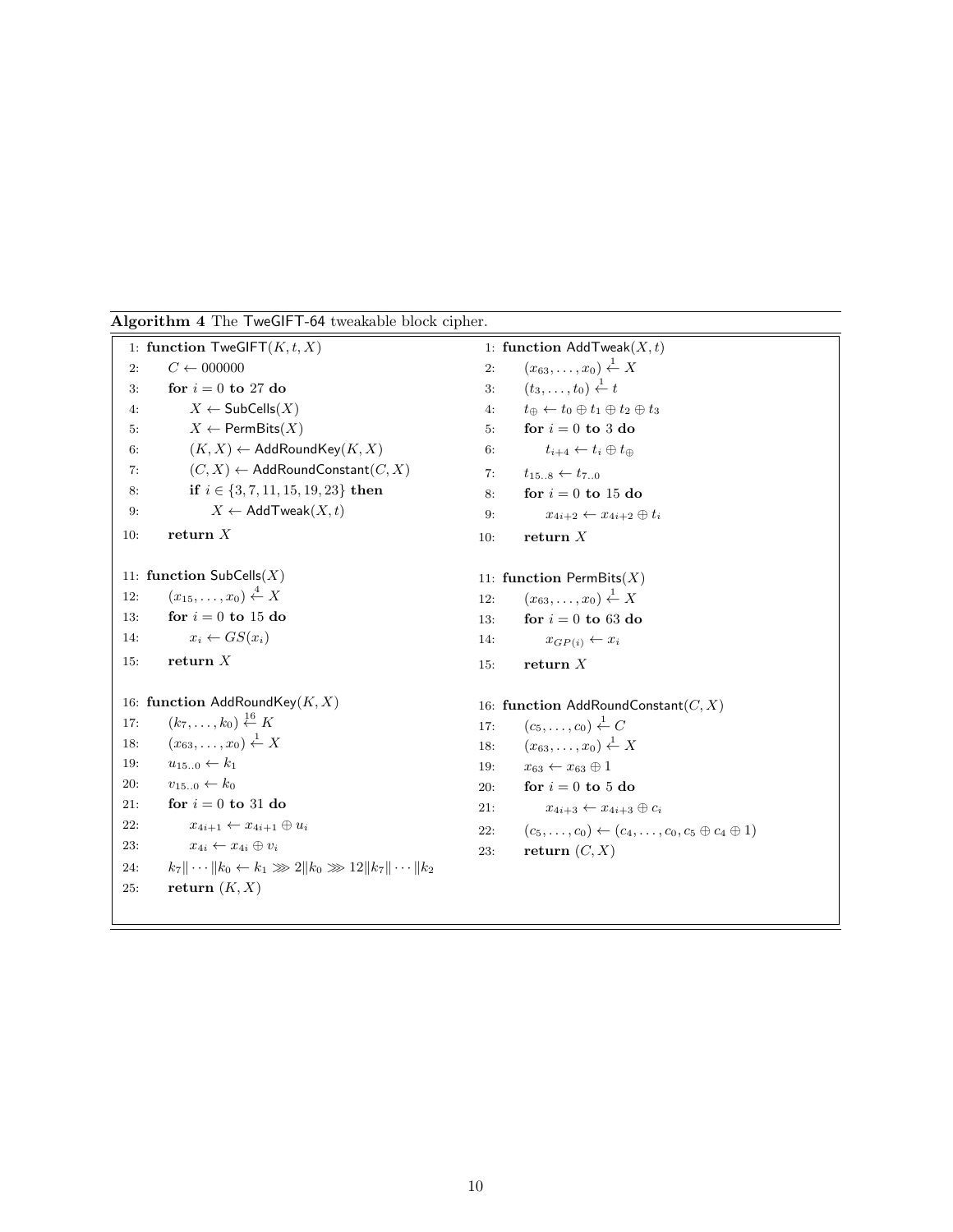**Algorithm 4** The TweGIFT-64 tweakable block cipher.

```
1: function TweGIFT(K, t, X)
2:     C ← 000000
3:     for i = 0 to 27 do
4:         X ← SubCells(X)
5:         X ← PermBits(X)
6:         (K, X) ← AddRoundKey(K, X)
7:         (C, X) ← AddRoundConstant(C, X)
8:         if i ∈ {3, 7, 11, 15, 19, 23} then
9:             X ← AddTweak(X, t)
10:    return X

11: function SubCells(X)
12:     (x_15, ..., x_0) ←^4 X
13:     for i = 0 to 15 do
14:         x_i ← GS(x_i)
15:     return X

16: function AddRoundKey(K, X)
17:     (k_7, ..., k_0) ←^16 K
18:     (x_63, ..., x_0) ←^1 X
19:     u_15..0 ← k_1
20:     v_15..0 ← k_0
21:     for i = 0 to 31 do
22:         x_{4i+1} ← x_{4i+1} ⊕ u_i
23:         x_{4i} ← x_{4i} ⊕ v_i
24:     k_7‖···‖k_0 ← k_1 ⋙ 2‖k_0 ⋙ 12‖k_7‖···‖k_2
25:     return (K, X)

1: function AddTweak(X, t)
2:     (x_63, ..., x_0) ←^1 X
3:     (t_3, ..., t_0) ←^1 t
4:     t_⊕ ← t_0 ⊕ t_1 ⊕ t_2 ⊕ t_3
5:     for i = 0 to 3 do
6:         t_{i+4} ← t_i ⊕ t_⊕
7:     t_15..8 ← t_7..0
8:     for i = 0 to 15 do
9:         x_{4i+2} ← x_{4i+2} ⊕ t_i
10:    return X

11: function PermBits(X)
12:     (x_63, ..., x_0) ←^1 X
13:     for i = 0 to 63 do
14:         x_{GP(i)} ← x_i
15:     return X

16: function AddRoundConstant(C, X)
17:     (c_5, ..., c_0) ←^1 C
18:     (x_63, ..., x_0) ←^1 X
19:     x_63 ← x_63 ⊕ 1
20:     for i = 0 to 5 do
21:         x_{4i+3} ← x_{4i+3} ⊕ c_i
22:     (c_5, ..., c_0) ← (c_4, ..., c_0, c_5 ⊕ c_4 ⊕ 1)
23:     return (C, X)
```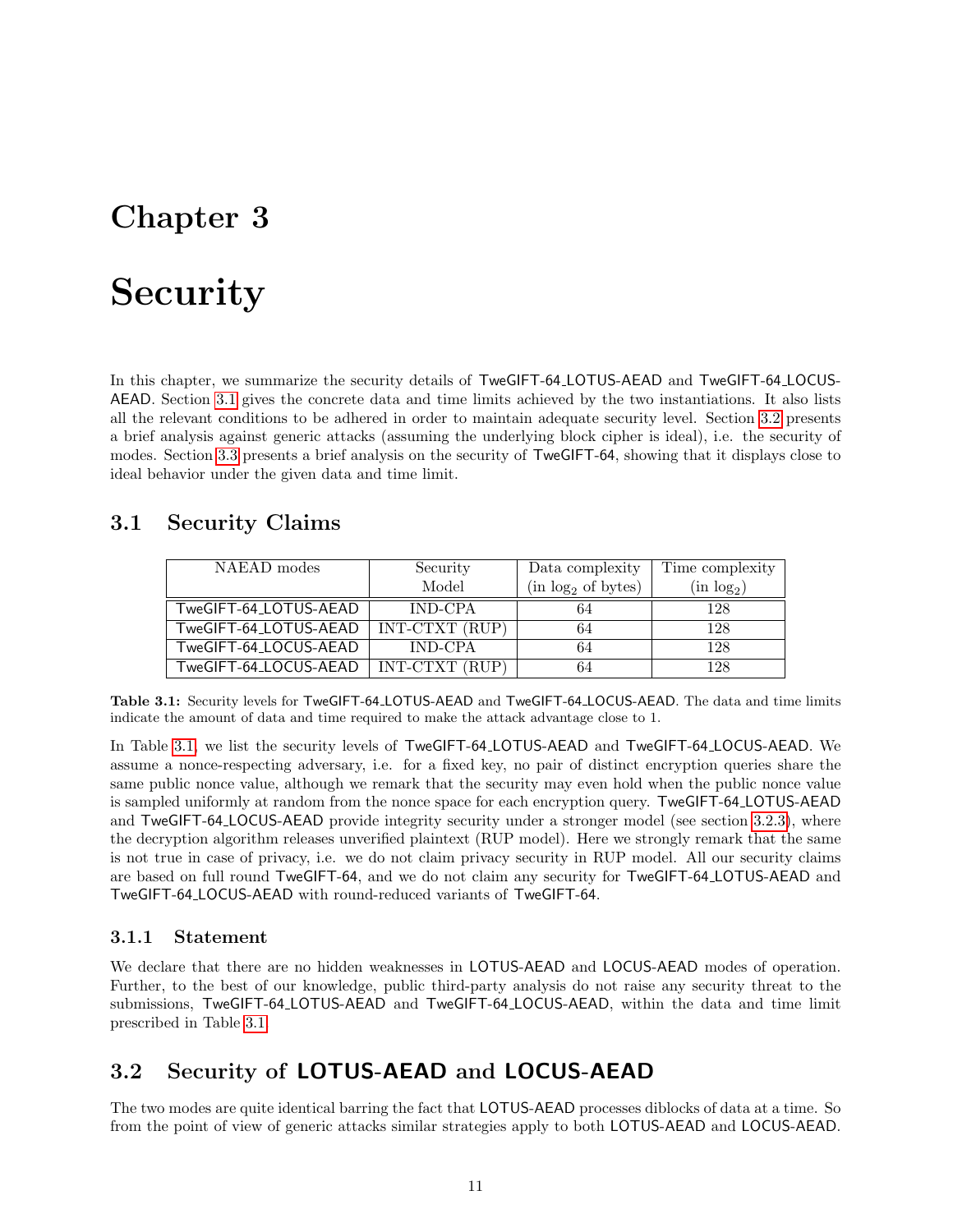# Chapter 3

# Security

In this chapter, we summarize the security details of TweGIFT-64_LOTUS-AEAD and TweGIFT-64_LOCUS-AEAD. Section 3.1 gives the concrete data and time limits achieved by the two instantiations. It also lists all the relevant conditions to be adhered in order to maintain adequate security level. Section 3.2 presents a brief analysis against generic attacks (assuming the underlying block cipher is ideal), i.e. the security of modes. Section 3.3 presents a brief analysis on the security of TweGIFT-64, showing that it displays close to ideal behavior under the given data and time limit.

## 3.1 Security Claims

| NAEAD modes | Security Model | Data complexity (in $\log_2$ of bytes) | Time complexity (in $\log_2$) |
|---|---|---|---|
| TweGIFT-64_LOTUS-AEAD | IND-CPA | 64 | 128 |
| TweGIFT-64_LOTUS-AEAD | INT-CTXT (RUP) | 64 | 128 |
| TweGIFT-64_LOCUS-AEAD | IND-CPA | 64 | 128 |
| TweGIFT-64_LOCUS-AEAD | INT-CTXT (RUP) | 64 | 128 |

**Table 3.1:** Security levels for TweGIFT-64_LOTUS-AEAD and TweGIFT-64_LOCUS-AEAD. The data and time limits indicate the amount of data and time required to make the attack advantage close to 1.

In Table 3.1, we list the security levels of TweGIFT-64_LOTUS-AEAD and TweGIFT-64_LOCUS-AEAD. We assume a nonce-respecting adversary, i.e. for a fixed key, no pair of distinct encryption queries share the same public nonce value, although we remark that the security may even hold when the public nonce value is sampled uniformly at random from the nonce space for each encryption query. TweGIFT-64_LOTUS-AEAD and TweGIFT-64_LOCUS-AEAD provide integrity security under a stronger model (see section 3.2.3), where the decryption algorithm releases unverified plaintext (RUP model). Here we strongly remark that the same is not true in case of privacy, i.e. we do not claim privacy security in RUP model. All our security claims are based on full round TweGIFT-64, and we do not claim any security for TweGIFT-64_LOTUS-AEAD and TweGIFT-64_LOCUS-AEAD with round-reduced variants of TweGIFT-64.

### 3.1.1 Statement

We declare that there are no hidden weaknesses in LOTUS-AEAD and LOCUS-AEAD modes of operation. Further, to the best of our knowledge, public third-party analysis do not raise any security threat to the submissions, TweGIFT-64_LOTUS-AEAD and TweGIFT-64_LOCUS-AEAD, within the data and time limit prescribed in Table 3.1.

## 3.2 Security of LOTUS-AEAD and LOCUS-AEAD

The two modes are quite identical barring the fact that LOTUS-AEAD processes diblocks of data at a time. So from the point of view of generic attacks similar strategies apply to both LOTUS-AEAD and LOCUS-AEAD.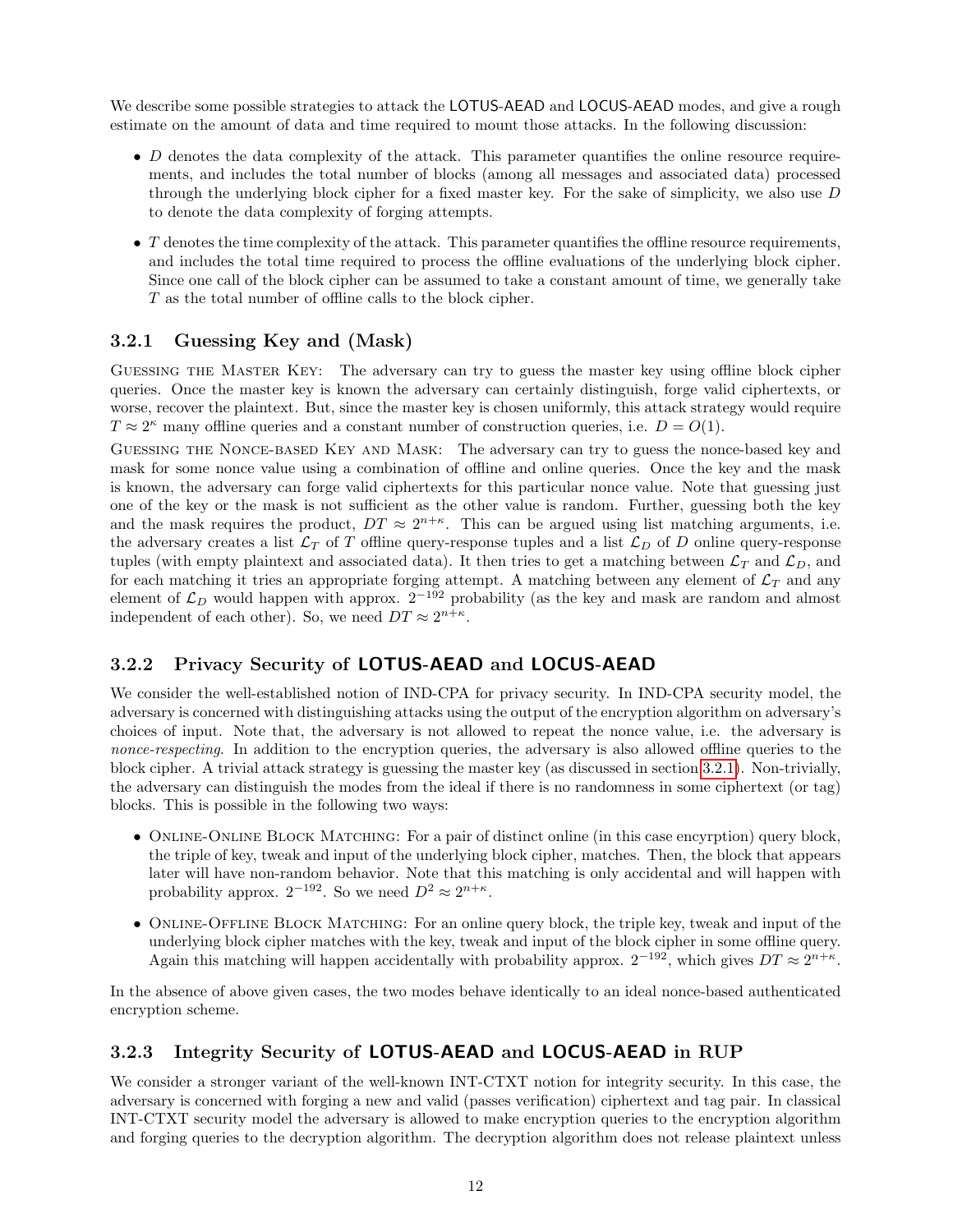We describe some possible strategies to attack the LOTUS-AEAD and LOCUS-AEAD modes, and give a rough estimate on the amount of data and time required to mount those attacks. In the following discussion:

- $D$ denotes the data complexity of the attack. This parameter quantifies the online resource requirements, and includes the total number of blocks (among all messages and associated data) processed through the underlying block cipher for a fixed master key. For the sake of simplicity, we also use $D$ to denote the data complexity of forging attempts.
- $T$ denotes the time complexity of the attack. This parameter quantifies the offline resource requirements, and includes the total time required to process the offline evaluations of the underlying block cipher. Since one call of the block cipher can be assumed to take a constant amount of time, we generally take $T$ as the total number of offline calls to the block cipher.

### 3.2.1 Guessing Key and (Mask)

Guessing the Master Key: The adversary can try to guess the master key using offline block cipher queries. Once the master key is known the adversary can certainly distinguish, forge valid ciphertexts, or worse, recover the plaintext. But, since the master key is chosen uniformly, this attack strategy would require $T \approx 2^{\kappa}$ many offline queries and a constant number of construction queries, i.e. $D = O(1)$.

Guessing the Nonce-based Key and Mask: The adversary can try to guess the nonce-based key and mask for some nonce value using a combination of offline and online queries. Once the key and the mask is known, the adversary can forge valid ciphertexts for this particular nonce value. Note that guessing just one of the key or the mask is not sufficient as the other value is random. Further, guessing both the key and the mask requires the product, $DT \approx 2^{n+\kappa}$. This can be argued using list matching arguments, i.e. the adversary creates a list $\mathcal{L}_T$ of $T$ offline query-response tuples and a list $\mathcal{L}_D$ of $D$ online query-response tuples (with empty plaintext and associated data). It then tries to get a matching between $\mathcal{L}_T$ and $\mathcal{L}_D$, and for each matching it tries an appropriate forging attempt. A matching between any element of $\mathcal{L}_T$ and any element of $\mathcal{L}_D$ would happen with approx. $2^{-192}$ probability (as the key and mask are random and almost independent of each other). So, we need $DT \approx 2^{n+\kappa}$.

### 3.2.2 Privacy Security of LOTUS-AEAD and LOCUS-AEAD

We consider the well-established notion of IND-CPA for privacy security. In IND-CPA security model, the adversary is concerned with distinguishing attacks using the output of the encryption algorithm on adversary's choices of input. Note that, the adversary is not allowed to repeat the nonce value, i.e. the adversary is *nonce-respecting*. In addition to the encryption queries, the adversary is also allowed offline queries to the block cipher. A trivial attack strategy is guessing the master key (as discussed in section 3.2.1). Non-trivially, the adversary can distinguish the modes from the ideal if there is no randomness in some ciphertext (or tag) blocks. This is possible in the following two ways:

- Online-Online Block Matching: For a pair of distinct online (in this case encyrption) query block, the triple of key, tweak and input of the underlying block cipher, matches. Then, the block that appears later will have non-random behavior. Note that this matching is only accidental and will happen with probability approx. $2^{-192}$. So we need $D^2 \approx 2^{n+\kappa}$.
- Online-Offline Block Matching: For an online query block, the triple key, tweak and input of the underlying block cipher matches with the key, tweak and input of the block cipher in some offline query. Again this matching will happen accidentally with probability approx. $2^{-192}$, which gives $DT \approx 2^{n+\kappa}$.

In the absence of above given cases, the two modes behave identically to an ideal nonce-based authenticated encryption scheme.

### 3.2.3 Integrity Security of LOTUS-AEAD and LOCUS-AEAD in RUP

We consider a stronger variant of the well-known INT-CTXT notion for integrity security. In this case, the adversary is concerned with forging a new and valid (passes verification) ciphertext and tag pair. In classical INT-CTXT security model the adversary is allowed to make encryption queries to the encryption algorithm and forging queries to the decryption algorithm. The decryption algorithm does not release plaintext unless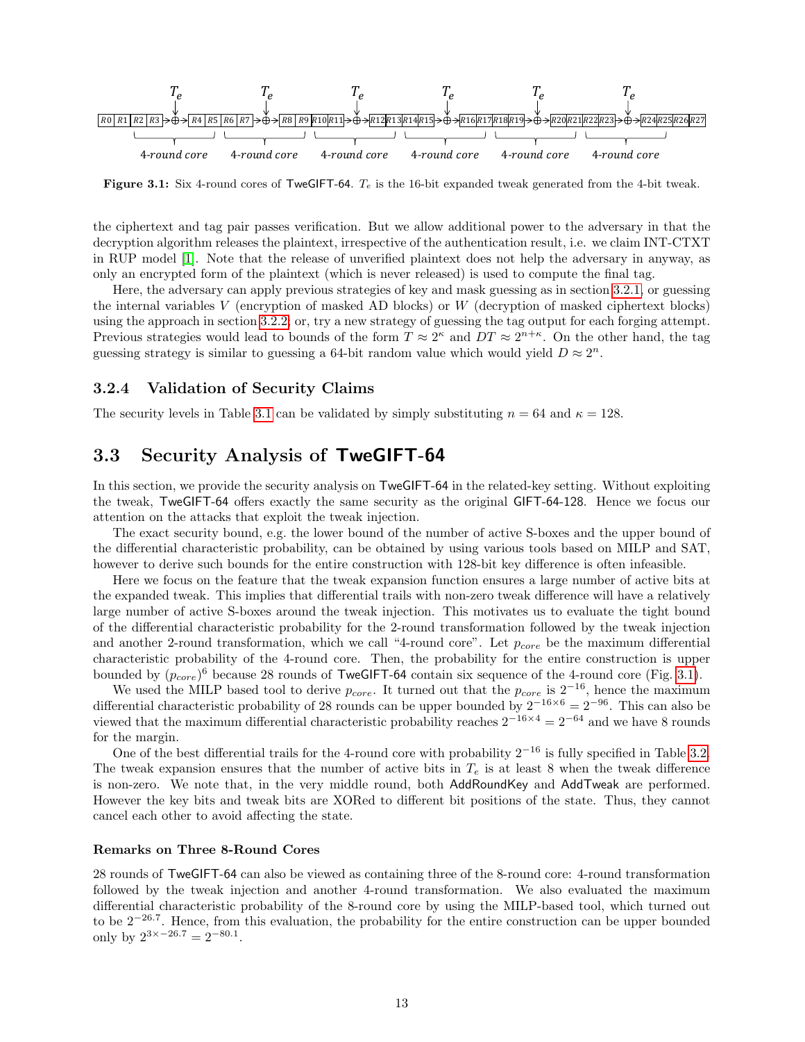Figure 3.1: Six 4-round cores of TweGIFT-64. $T_e$ is the 16-bit expanded tweak generated from the 4-bit tweak.

the ciphertext and tag pair passes verification. But we allow additional power to the adversary in that the decryption algorithm releases the plaintext, irrespective of the authentication result, i.e. we claim INT-CTXT in RUP model [1]. Note that the release of unverified plaintext does not help the adversary in anyway, as only an encrypted form of the plaintext (which is never released) is used to compute the final tag.

Here, the adversary can apply previous strategies of key and mask guessing as in section 3.2.1, or guessing the internal variables $V$ (encryption of masked AD blocks) or $W$ (decryption of masked ciphertext blocks) using the approach in section 3.2.2, or, try a new strategy of guessing the tag output for each forging attempt. Previous strategies would lead to bounds of the form $T \approx 2^{\kappa}$ and $DT \approx 2^{n+\kappa}$. On the other hand, the tag guessing strategy is similar to guessing a 64-bit random value which would yield $D \approx 2^{n}$.

### 3.2.4 Validation of Security Claims

The security levels in Table 3.1 can be validated by simply substituting $n = 64$ and $\kappa = 128$.

## 3.3 Security Analysis of TweGIFT-64

In this section, we provide the security analysis on TweGIFT-64 in the related-key setting. Without exploiting the tweak, TweGIFT-64 offers exactly the same security as the original GIFT-64-128. Hence we focus our attention on the attacks that exploit the tweak injection.

The exact security bound, e.g. the lower bound of the number of active S-boxes and the upper bound of the differential characteristic probability, can be obtained by using various tools based on MILP and SAT, however to derive such bounds for the entire construction with 128-bit key difference is often infeasible.

Here we focus on the feature that the tweak expansion function ensures a large number of active bits at the expanded tweak. This implies that differential trails with non-zero tweak difference will have a relatively large number of active S-boxes around the tweak injection. This motivates us to evaluate the tight bound of the differential characteristic probability for the 2-round transformation followed by the tweak injection and another 2-round transformation, which we call "4-round core". Let $p_{core}$ be the maximum differential characteristic probability of the 4-round core. Then, the probability for the entire construction is upper bounded by $(p_{core})^6$ because 28 rounds of TweGIFT-64 contain six sequence of the 4-round core (Fig. 3.1).

We used the MILP based tool to derive $p_{core}$. It turned out that the $p_{core}$ is $2^{-16}$, hence the maximum differential characteristic probability of 28 rounds can be upper bounded by $2^{-16\times 6} = 2^{-96}$. This can also be viewed that the maximum differential characteristic probability reaches $2^{-16\times 4} = 2^{-64}$ and we have 8 rounds for the margin.

One of the best differential trails for the 4-round core with probability $2^{-16}$ is fully specified in Table 3.2. The tweak expansion ensures that the number of active bits in $T_e$ is at least 8 when the tweak difference is non-zero. We note that, in the very middle round, both AddRoundKey and AddTweak are performed. However the key bits and tweak bits are XORed to different bit positions of the state. Thus, they cannot cancel each other to avoid affecting the state.

#### Remarks on Three 8-Round Cores

28 rounds of TweGIFT-64 can also be viewed as containing three of the 8-round core: 4-round transformation followed by the tweak injection and another 4-round transformation. We also evaluated the maximum differential characteristic probability of the 8-round core by using the MILP-based tool, which turned out to be $2^{-26.7}$. Hence, from this evaluation, the probability for the entire construction can be upper bounded only by $2^{3\times -26.7} = 2^{-80.1}$.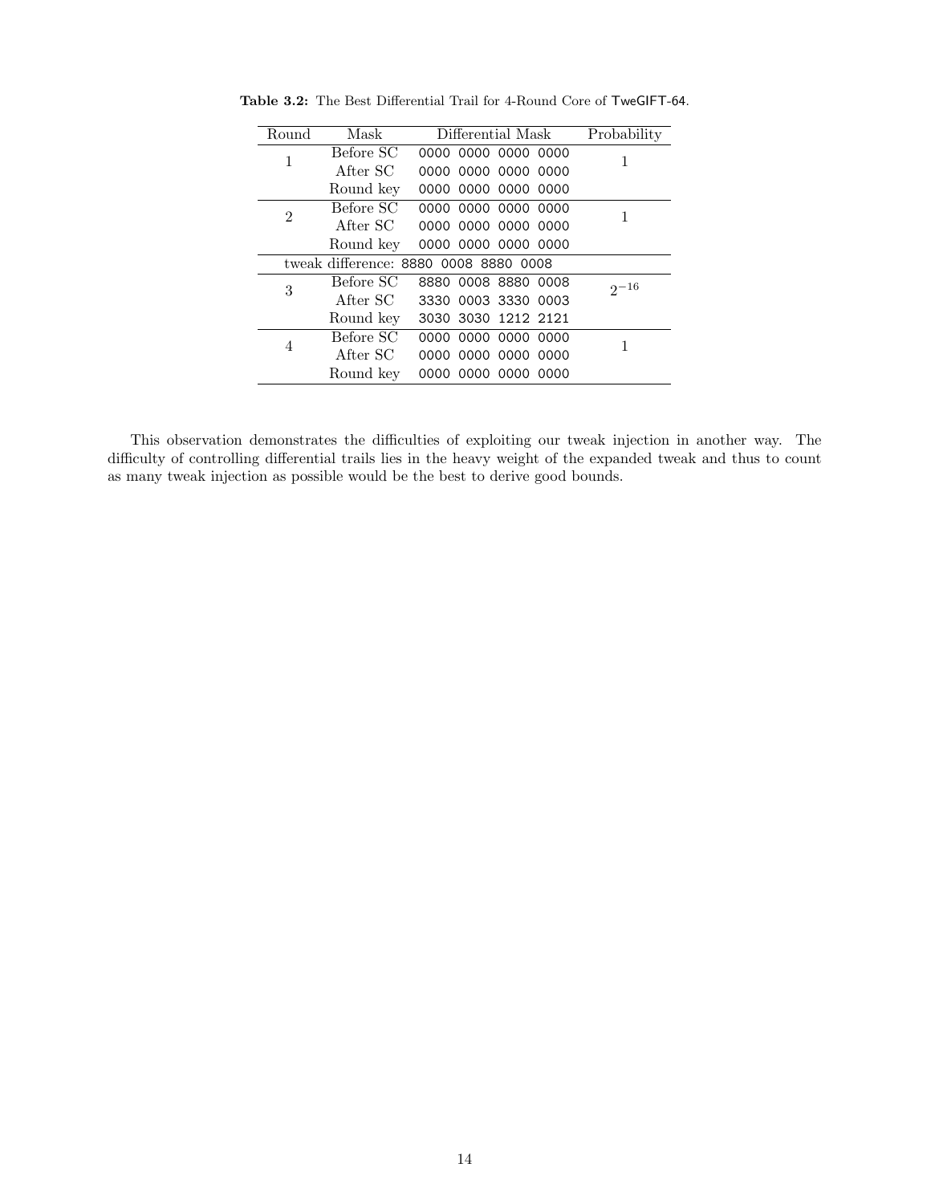**Table 3.2:** The Best Differential Trail for 4-Round Core of TweGIFT-64.

| Round | Mask | Differential Mask | Probability |
|---|---|---|---|
| 1 | Before SC | 0000 0000 0000 0000 | 1 |
| | After SC | 0000 0000 0000 0000 | |
| | Round key | 0000 0000 0000 0000 | |
| 2 | Before SC | 0000 0000 0000 0000 | 1 |
| | After SC | 0000 0000 0000 0000 | |
| | Round key | 0000 0000 0000 0000 | |
| tweak difference: 8880 0008 8880 0008 | | | |
| 3 | Before SC | 8880 0008 8880 0008 | $2^{-16}$ |
| | After SC | 3330 0003 3330 0003 | |
| | Round key | 3030 3030 1212 2121 | |
| 4 | Before SC | 0000 0000 0000 0000 | 1 |
| | After SC | 0000 0000 0000 0000 | |
| | Round key | 0000 0000 0000 0000 | |

This observation demonstrates the difficulties of exploiting our tweak injection in another way. The difficulty of controlling differential trails lies in the heavy weight of the expanded tweak and thus to count as many tweak injection as possible would be the best to derive good bounds.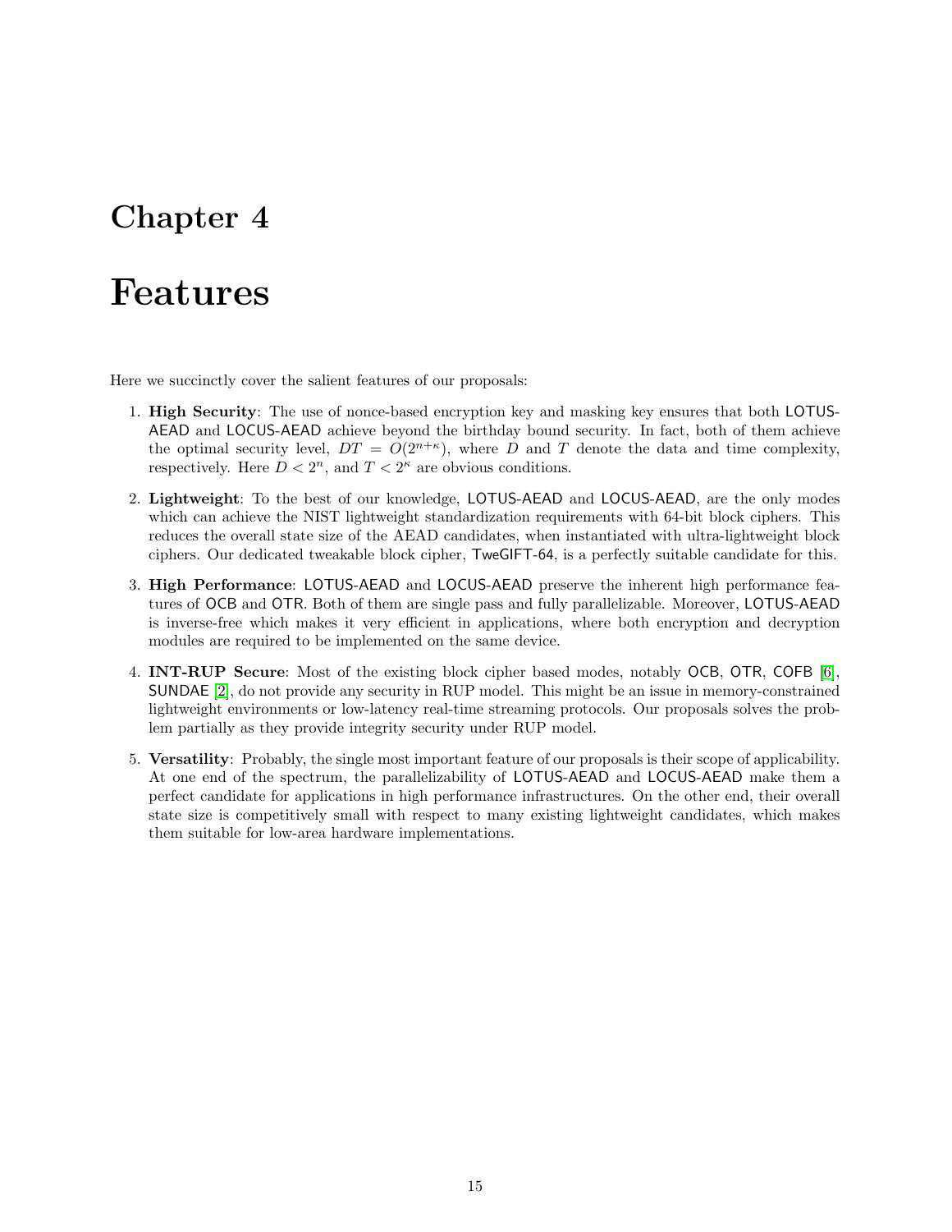# Chapter 4

# Features

Here we succinctly cover the salient features of our proposals:

1. **High Security**: The use of nonce-based encryption key and masking key ensures that both LOTUS-AEAD and LOCUS-AEAD achieve beyond the birthday bound security. In fact, both of them achieve the optimal security level, $DT = O(2^{n+\kappa})$, where $D$ and $T$ denote the data and time complexity, respectively. Here $D < 2^n$, and $T < 2^\kappa$ are obvious conditions.

2. **Lightweight**: To the best of our knowledge, LOTUS-AEAD and LOCUS-AEAD, are the only modes which can achieve the NIST lightweight standardization requirements with 64-bit block ciphers. This reduces the overall state size of the AEAD candidates, when instantiated with ultra-lightweight block ciphers. Our dedicated tweakable block cipher, TweGIFT-64, is a perfectly suitable candidate for this.

3. **High Performance**: LOTUS-AEAD and LOCUS-AEAD preserve the inherent high performance features of OCB and OTR. Both of them are single pass and fully parallelizable. Moreover, LOTUS-AEAD is inverse-free which makes it very efficient in applications, where both encryption and decryption modules are required to be implemented on the same device.

4. **INT-RUP Secure**: Most of the existing block cipher based modes, notably OCB, OTR, COFB [6], SUNDAE [2], do not provide any security in RUP model. This might be an issue in memory-constrained lightweight environments or low-latency real-time streaming protocols. Our proposals solves the problem partially as they provide integrity security under RUP model.

5. **Versatility**: Probably, the single most important feature of our proposals is their scope of applicability. At one end of the spectrum, the parallelizability of LOTUS-AEAD and LOCUS-AEAD make them a perfect candidate for applications in high performance infrastructures. On the other end, their overall state size is competitively small with respect to many existing lightweight candidates, which makes them suitable for low-area hardware implementations.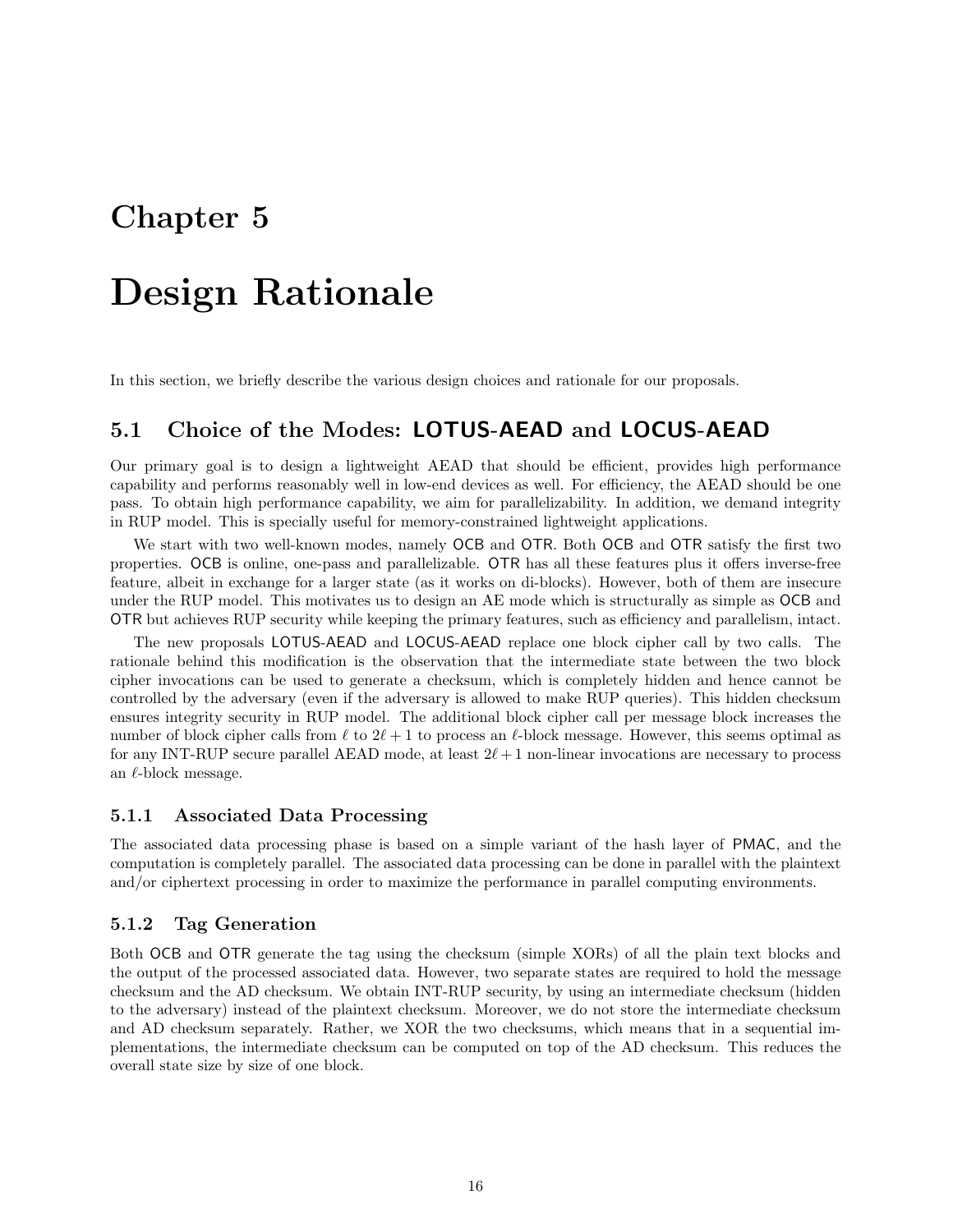# Chapter 5

# Design Rationale

In this section, we briefly describe the various design choices and rationale for our proposals.

## 5.1 Choice of the Modes: LOTUS-AEAD and LOCUS-AEAD

Our primary goal is to design a lightweight AEAD that should be efficient, provides high performance capability and performs reasonably well in low-end devices as well. For efficiency, the AEAD should be one pass. To obtain high performance capability, we aim for parallelizability. In addition, we demand integrity in RUP model. This is specially useful for memory-constrained lightweight applications.

We start with two well-known modes, namely OCB and OTR. Both OCB and OTR satisfy the first two properties. OCB is online, one-pass and parallelizable. OTR has all these features plus it offers inverse-free feature, albeit in exchange for a larger state (as it works on di-blocks). However, both of them are insecure under the RUP model. This motivates us to design an AE mode which is structurally as simple as OCB and OTR but achieves RUP security while keeping the primary features, such as efficiency and parallelism, intact.

The new proposals LOTUS-AEAD and LOCUS-AEAD replace one block cipher call by two calls. The rationale behind this modification is the observation that the intermediate state between the two block cipher invocations can be used to generate a checksum, which is completely hidden and hence cannot be controlled by the adversary (even if the adversary is allowed to make RUP queries). This hidden checksum ensures integrity security in RUP model. The additional block cipher call per message block increases the number of block cipher calls from $\ell$ to $2\ell + 1$ to process an $\ell$-block message. However, this seems optimal as for any INT-RUP secure parallel AEAD mode, at least $2\ell + 1$ non-linear invocations are necessary to process an $\ell$-block message.

### 5.1.1 Associated Data Processing

The associated data processing phase is based on a simple variant of the hash layer of PMAC, and the computation is completely parallel. The associated data processing can be done in parallel with the plaintext and/or ciphertext processing in order to maximize the performance in parallel computing environments.

### 5.1.2 Tag Generation

Both OCB and OTR generate the tag using the checksum (simple XORs) of all the plain text blocks and the output of the processed associated data. However, two separate states are required to hold the message checksum and the AD checksum. We obtain INT-RUP security, by using an intermediate checksum (hidden to the adversary) instead of the plaintext checksum. Moreover, we do not store the intermediate checksum and AD checksum separately. Rather, we XOR the two checksums, which means that in a sequential implementations, the intermediate checksum can be computed on top of the AD checksum. This reduces the overall state size by size of one block.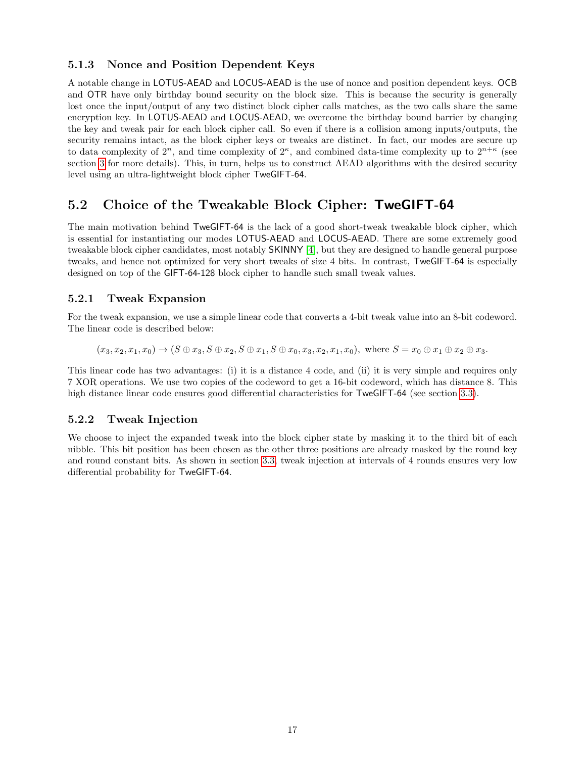### 5.1.3 Nonce and Position Dependent Keys

A notable change in LOTUS-AEAD and LOCUS-AEAD is the use of nonce and position dependent keys. OCB and OTR have only birthday bound security on the block size. This is because the security is generally lost once the input/output of any two distinct block cipher calls matches, as the two calls share the same encryption key. In LOTUS-AEAD and LOCUS-AEAD, we overcome the birthday bound barrier by changing the key and tweak pair for each block cipher call. So even if there is a collision among inputs/outputs, the security remains intact, as the block cipher keys or tweaks are distinct. In fact, our modes are secure up to data complexity of $2^n$, and time complexity of $2^\kappa$, and combined data-time complexity up to $2^{n+\kappa}$ (see section 3 for more details). This, in turn, helps us to construct AEAD algorithms with the desired security level using an ultra-lightweight block cipher TweGIFT-64.

## 5.2 Choice of the Tweakable Block Cipher: TweGIFT-64

The main motivation behind TweGIFT-64 is the lack of a good short-tweak tweakable block cipher, which is essential for instantiating our modes LOTUS-AEAD and LOCUS-AEAD. There are some extremely good tweakable block cipher candidates, most notably SKINNY [4], but they are designed to handle general purpose tweaks, and hence not optimized for very short tweaks of size 4 bits. In contrast, TweGIFT-64 is especially designed on top of the GIFT-64-128 block cipher to handle such small tweak values.

### 5.2.1 Tweak Expansion

For the tweak expansion, we use a simple linear code that converts a 4-bit tweak value into an 8-bit codeword. The linear code is described below:

$$(x_3, x_2, x_1, x_0) \rightarrow (S \oplus x_3, S \oplus x_2, S \oplus x_1, S \oplus x_0, x_3, x_2, x_1, x_0), \text{ where } S = x_0 \oplus x_1 \oplus x_2 \oplus x_3.$$

This linear code has two advantages: (i) it is a distance 4 code, and (ii) it is very simple and requires only 7 XOR operations. We use two copies of the codeword to get a 16-bit codeword, which has distance 8. This high distance linear code ensures good differential characteristics for TweGIFT-64 (see section 3.3).

### 5.2.2 Tweak Injection

We choose to inject the expanded tweak into the block cipher state by masking it to the third bit of each nibble. This bit position has been chosen as the other three positions are already masked by the round key and round constant bits. As shown in section 3.3, tweak injection at intervals of 4 rounds ensures very low differential probability for TweGIFT-64.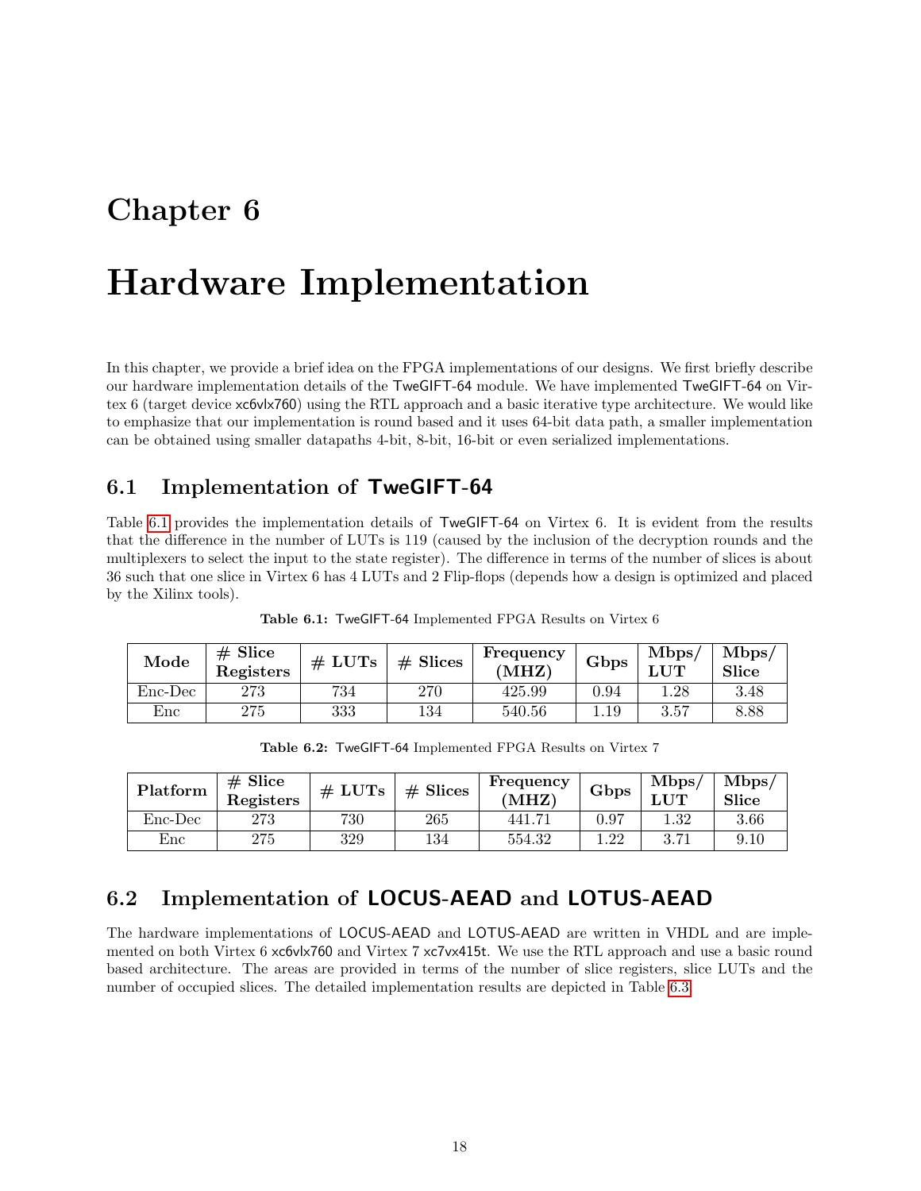# Chapter 6

# Hardware Implementation

In this chapter, we provide a brief idea on the FPGA implementations of our designs. We first briefly describe our hardware implementation details of the TweGIFT-64 module. We have implemented TweGIFT-64 on Virtex 6 (target device xc6vlx760) using the RTL approach and a basic iterative type architecture. We would like to emphasize that our implementation is round based and it uses 64-bit data path, a smaller implementation can be obtained using smaller datapaths 4-bit, 8-bit, 16-bit or even serialized implementations.

## 6.1 Implementation of TweGIFT-64

Table 6.1 provides the implementation details of TweGIFT-64 on Virtex 6. It is evident from the results that the difference in the number of LUTs is 119 (caused by the inclusion of the decryption rounds and the multiplexers to select the input to the state register). The difference in terms of the number of slices is about 36 such that one slice in Virtex 6 has 4 LUTs and 2 Flip-flops (depends how a design is optimized and placed by the Xilinx tools).

**Table 6.1:** TweGIFT-64 Implemented FPGA Results on Virtex 6

| Mode | # Slice Registers | # LUTs | # Slices | Frequency (MHZ) | Gbps | Mbps/ LUT | Mbps/ Slice |
|---|---|---|---|---|---|---|---|
| Enc-Dec | 273 | 734 | 270 | 425.99 | 0.94 | 1.28 | 3.48 |
| Enc | 275 | 333 | 134 | 540.56 | 1.19 | 3.57 | 8.88 |

**Table 6.2:** TweGIFT-64 Implemented FPGA Results on Virtex 7

| Platform | # Slice Registers | # LUTs | # Slices | Frequency (MHZ) | Gbps | Mbps/ LUT | Mbps/ Slice |
|---|---|---|---|---|---|---|---|
| Enc-Dec | 273 | 730 | 265 | 441.71 | 0.97 | 1.32 | 3.66 |
| Enc | 275 | 329 | 134 | 554.32 | 1.22 | 3.71 | 9.10 |

## 6.2 Implementation of LOCUS-AEAD and LOTUS-AEAD

The hardware implementations of LOCUS-AEAD and LOTUS-AEAD are written in VHDL and are implemented on both Virtex 6 xc6vlx760 and Virtex 7 xc7vx415t. We use the RTL approach and use a basic round based architecture. The areas are provided in terms of the number of slice registers, slice LUTs and the number of occupied slices. The detailed implementation results are depicted in Table 6.3.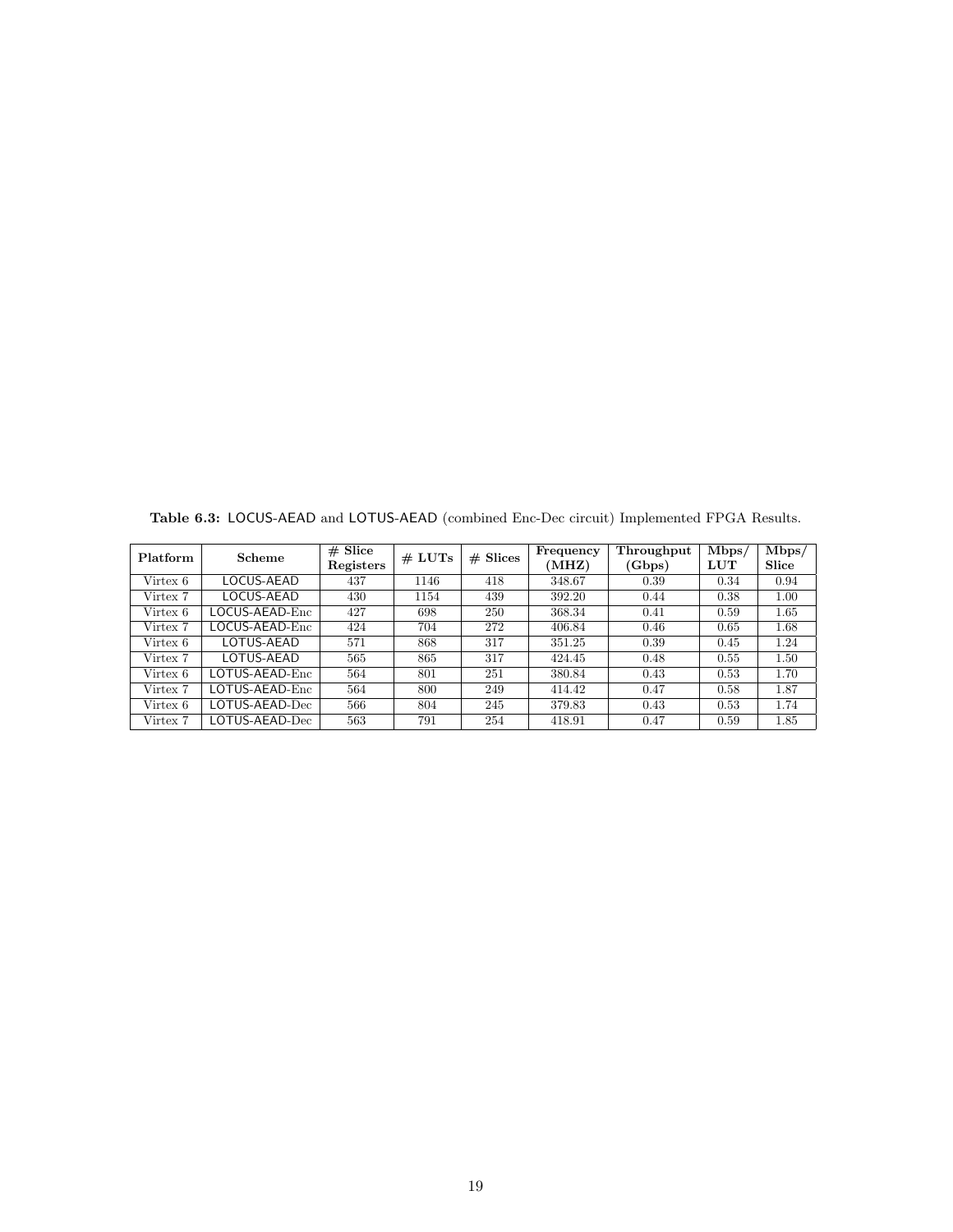**Table 6.3:** LOCUS-AEAD and LOTUS-AEAD (combined Enc-Dec circuit) Implemented FPGA Results.

| Platform | Scheme | # Slice Registers | # LUTs | # Slices | Frequency (MHZ) | Throughput (Gbps) | Mbps/ LUT | Mbps/ Slice |
|---|---|---|---|---|---|---|---|---|
| Virtex 6 | LOCUS-AEAD | 437 | 1146 | 418 | 348.67 | 0.39 | 0.34 | 0.94 |
| Virtex 7 | LOCUS-AEAD | 430 | 1154 | 439 | 392.20 | 0.44 | 0.38 | 1.00 |
| Virtex 6 | LOCUS-AEAD-Enc | 427 | 698 | 250 | 368.34 | 0.41 | 0.59 | 1.65 |
| Virtex 7 | LOCUS-AEAD-Enc | 424 | 704 | 272 | 406.84 | 0.46 | 0.65 | 1.68 |
| Virtex 6 | LOTUS-AEAD | 571 | 868 | 317 | 351.25 | 0.39 | 0.45 | 1.24 |
| Virtex 7 | LOTUS-AEAD | 565 | 865 | 317 | 424.45 | 0.48 | 0.55 | 1.50 |
| Virtex 6 | LOTUS-AEAD-Enc | 564 | 801 | 251 | 380.84 | 0.43 | 0.53 | 1.70 |
| Virtex 7 | LOTUS-AEAD-Enc | 564 | 800 | 249 | 414.42 | 0.47 | 0.58 | 1.87 |
| Virtex 6 | LOTUS-AEAD-Dec | 566 | 804 | 245 | 379.83 | 0.43 | 0.53 | 1.74 |
| Virtex 7 | LOTUS-AEAD-Dec | 563 | 791 | 254 | 418.91 | 0.47 | 0.59 | 1.85 |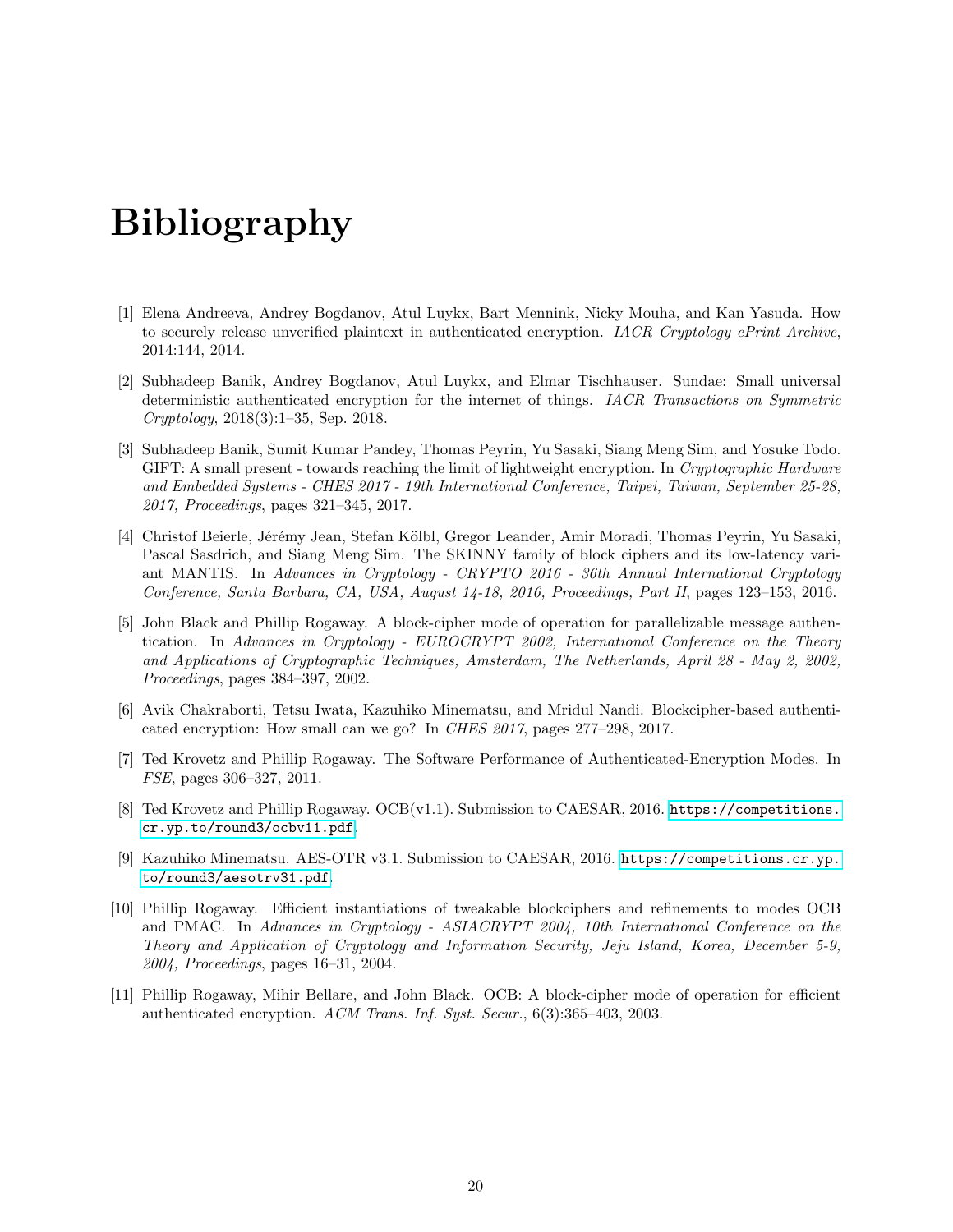# Bibliography

[1] Elena Andreeva, Andrey Bogdanov, Atul Luykx, Bart Mennink, Nicky Mouha, and Kan Yasuda. How to securely release unverified plaintext in authenticated encryption. *IACR Cryptology ePrint Archive*, 2014:144, 2014.

[2] Subhadeep Banik, Andrey Bogdanov, Atul Luykx, and Elmar Tischhauser. Sundae: Small universal deterministic authenticated encryption for the internet of things. *IACR Transactions on Symmetric Cryptology*, 2018(3):1–35, Sep. 2018.

[3] Subhadeep Banik, Sumit Kumar Pandey, Thomas Peyrin, Yu Sasaki, Siang Meng Sim, and Yosuke Todo. GIFT: A small present - towards reaching the limit of lightweight encryption. In *Cryptographic Hardware and Embedded Systems - CHES 2017 - 19th International Conference, Taipei, Taiwan, September 25-28, 2017, Proceedings*, pages 321–345, 2017.

[4] Christof Beierle, Jérémy Jean, Stefan Kölbl, Gregor Leander, Amir Moradi, Thomas Peyrin, Yu Sasaki, Pascal Sasdrich, and Siang Meng Sim. The SKINNY family of block ciphers and its low-latency variant MANTIS. In *Advances in Cryptology - CRYPTO 2016 - 36th Annual International Cryptology Conference, Santa Barbara, CA, USA, August 14-18, 2016, Proceedings, Part II*, pages 123–153, 2016.

[5] John Black and Phillip Rogaway. A block-cipher mode of operation for parallelizable message authentication. In *Advances in Cryptology - EUROCRYPT 2002, International Conference on the Theory and Applications of Cryptographic Techniques, Amsterdam, The Netherlands, April 28 - May 2, 2002, Proceedings*, pages 384–397, 2002.

[6] Avik Chakraborti, Tetsu Iwata, Kazuhiko Minematsu, and Mridul Nandi. Blockcipher-based authenticated encryption: How small can we go? In *CHES 2017*, pages 277–298, 2017.

[7] Ted Krovetz and Phillip Rogaway. The Software Performance of Authenticated-Encryption Modes. In *FSE*, pages 306–327, 2011.

[8] Ted Krovetz and Phillip Rogaway. OCB(v1.1). Submission to CAESAR, 2016. https://competitions.cr.yp.to/round3/ocbv11.pdf.

[9] Kazuhiko Minematsu. AES-OTR v3.1. Submission to CAESAR, 2016. https://competitions.cr.yp.to/round3/aesotrv31.pdf.

[10] Phillip Rogaway. Efficient instantiations of tweakable blockciphers and refinements to modes OCB and PMAC. In *Advances in Cryptology - ASIACRYPT 2004, 10th International Conference on the Theory and Application of Cryptology and Information Security, Jeju Island, Korea, December 5-9, 2004, Proceedings*, pages 16–31, 2004.

[11] Phillip Rogaway, Mihir Bellare, and John Black. OCB: A block-cipher mode of operation for efficient authenticated encryption. *ACM Trans. Inf. Syst. Secur.*, 6(3):365–403, 2003.